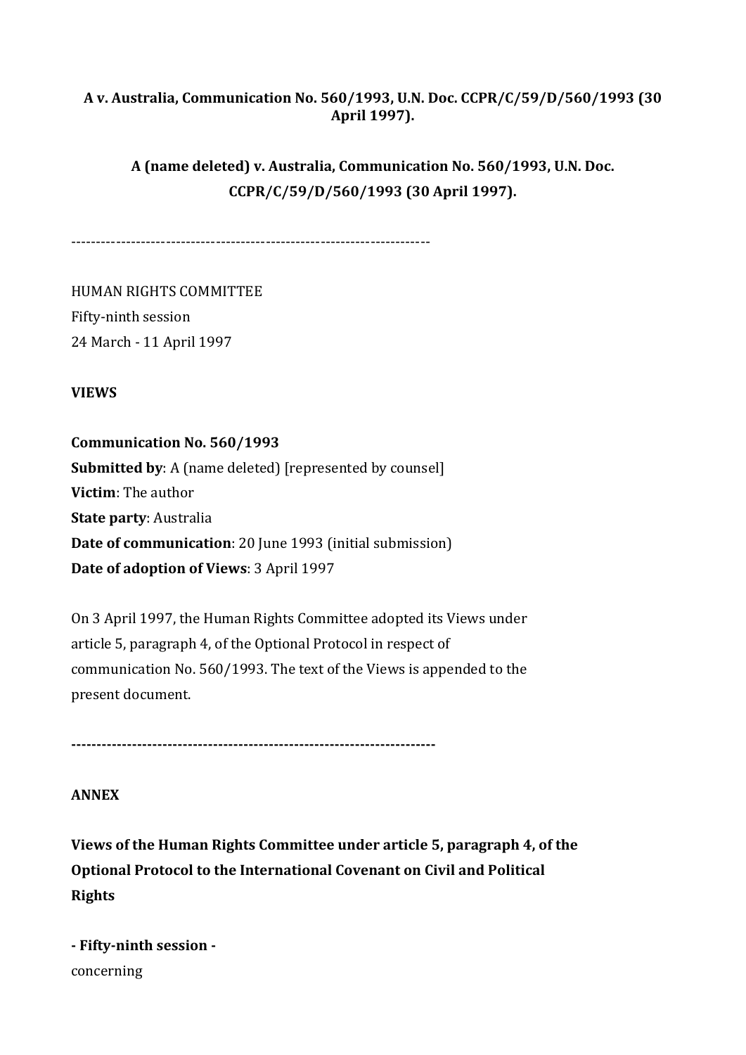**A v. Australia, Communication No. 560/1993, U.N. Doc. CCPR/C/59/D/560/1993 (30 April 1997).**

## A (name deleted) v. Australia, Communication No. 560/1993, U.N. Doc. CCPR/C/59/D/560/1993 (30 April 1997).

---

HUMAN RIGHTS COMMITTEE
Fifty-ninth session
24 March - 11 April 1997

**VIEWS**

**Communication No. 560/1993**
**Submitted by**: A (name deleted) [represented by counsel]
**Victim**: The author
**State party**: Australia
**Date of communication**: 20 June 1993 (initial submission)
**Date of adoption of Views**: 3 April 1997

On 3 April 1997, the Human Rights Committee adopted its Views under article 5, paragraph 4, of the Optional Protocol in respect of communication No. 560/1993. The text of the Views is appended to the present document.

---

**ANNEX**

**Views of the Human Rights Committee under article 5, paragraph 4, of the Optional Protocol to the International Covenant on Civil and Political Rights**

**- Fifty-ninth session -**
concerning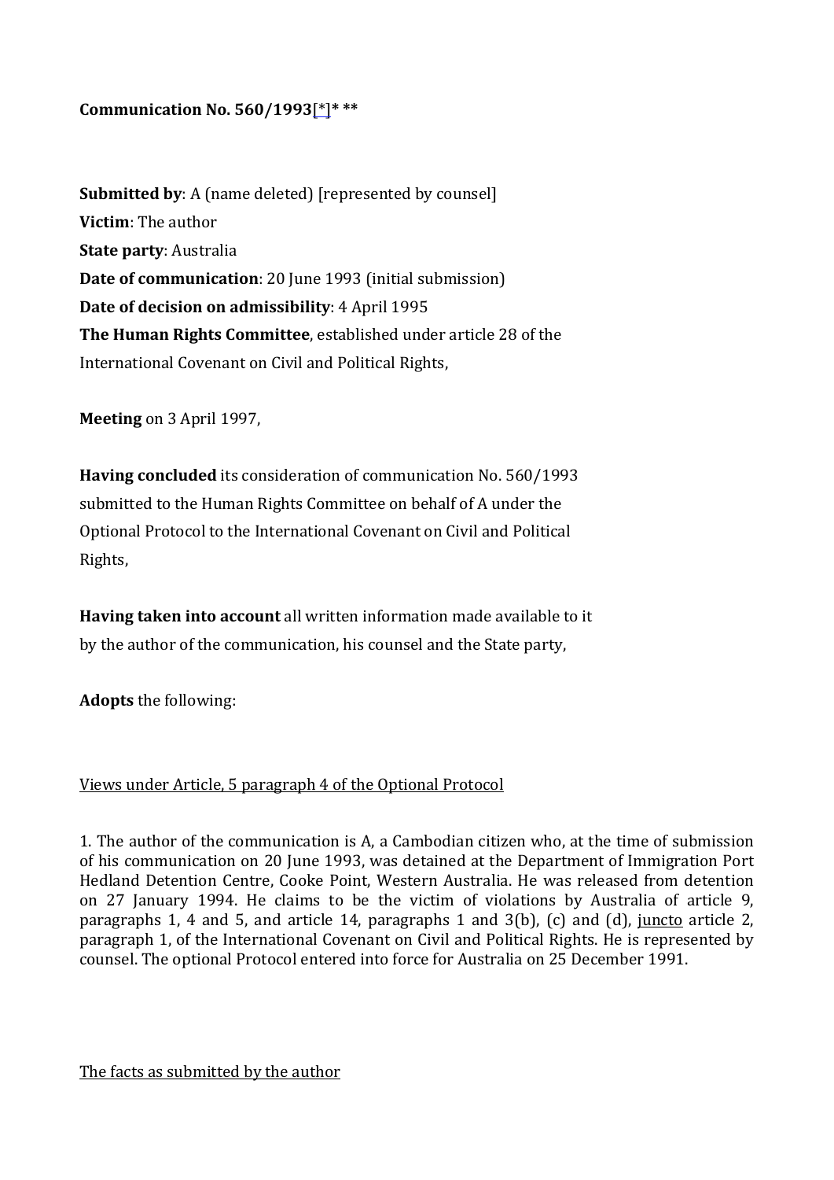**Communication No. 560/1993[*]* ****

**Submitted by**: A (name deleted) [represented by counsel]
**Victim**: The author
**State party**: Australia
**Date of communication**: 20 June 1993 (initial submission)
**Date of decision on admissibility**: 4 April 1995
**The Human Rights Committee**, established under article 28 of the International Covenant on Civil and Political Rights,

**Meeting** on 3 April 1997,

**Having concluded** its consideration of communication No. 560/1993 submitted to the Human Rights Committee on behalf of A under the Optional Protocol to the International Covenant on Civil and Political Rights,

**Having taken into account** all written information made available to it by the author of the communication, his counsel and the State party,

**Adopts** the following:

Views under Article, 5 paragraph 4 of the Optional Protocol

1. The author of the communication is A, a Cambodian citizen who, at the time of submission of his communication on 20 June 1993, was detained at the Department of Immigration Port Hedland Detention Centre, Cooke Point, Western Australia. He was released from detention on 27 January 1994. He claims to be the victim of violations by Australia of article 9, paragraphs 1, 4 and 5, and article 14, paragraphs 1 and 3(b), (c) and (d), juncto article 2, paragraph 1, of the International Covenant on Civil and Political Rights. He is represented by counsel. The optional Protocol entered into force for Australia on 25 December 1991.

The facts as submitted by the author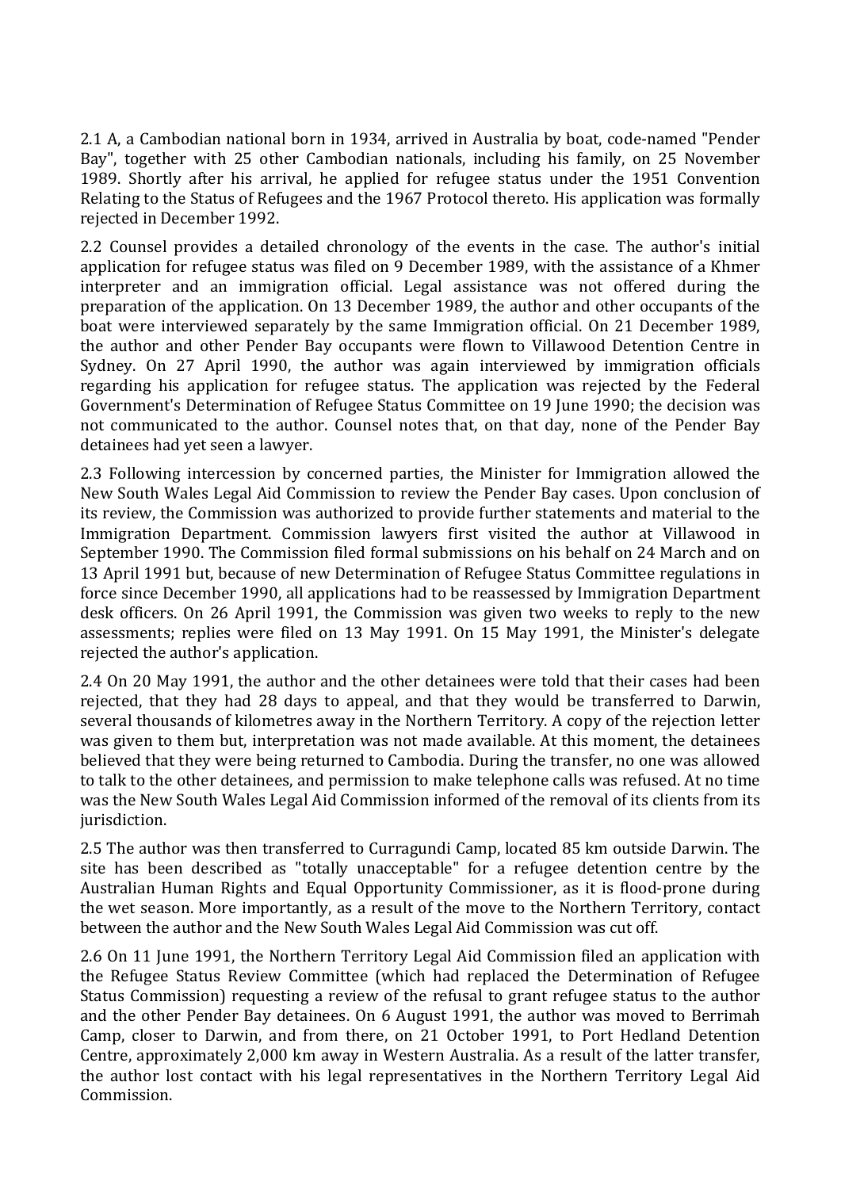2.1 A, a Cambodian national born in 1934, arrived in Australia by boat, code-named "Pender Bay", together with 25 other Cambodian nationals, including his family, on 25 November 1989. Shortly after his arrival, he applied for refugee status under the 1951 Convention Relating to the Status of Refugees and the 1967 Protocol thereto. His application was formally rejected in December 1992.

2.2 Counsel provides a detailed chronology of the events in the case. The author's initial application for refugee status was filed on 9 December 1989, with the assistance of a Khmer interpreter and an immigration official. Legal assistance was not offered during the preparation of the application. On 13 December 1989, the author and other occupants of the boat were interviewed separately by the same Immigration official. On 21 December 1989, the author and other Pender Bay occupants were flown to Villawood Detention Centre in Sydney. On 27 April 1990, the author was again interviewed by immigration officials regarding his application for refugee status. The application was rejected by the Federal Government's Determination of Refugee Status Committee on 19 June 1990; the decision was not communicated to the author. Counsel notes that, on that day, none of the Pender Bay detainees had yet seen a lawyer.

2.3 Following intercession by concerned parties, the Minister for Immigration allowed the New South Wales Legal Aid Commission to review the Pender Bay cases. Upon conclusion of its review, the Commission was authorized to provide further statements and material to the Immigration Department. Commission lawyers first visited the author at Villawood in September 1990. The Commission filed formal submissions on his behalf on 24 March and on 13 April 1991 but, because of new Determination of Refugee Status Committee regulations in force since December 1990, all applications had to be reassessed by Immigration Department desk officers. On 26 April 1991, the Commission was given two weeks to reply to the new assessments; replies were filed on 13 May 1991. On 15 May 1991, the Minister's delegate rejected the author's application.

2.4 On 20 May 1991, the author and the other detainees were told that their cases had been rejected, that they had 28 days to appeal, and that they would be transferred to Darwin, several thousands of kilometres away in the Northern Territory. A copy of the rejection letter was given to them but, interpretation was not made available. At this moment, the detainees believed that they were being returned to Cambodia. During the transfer, no one was allowed to talk to the other detainees, and permission to make telephone calls was refused. At no time was the New South Wales Legal Aid Commission informed of the removal of its clients from its jurisdiction.

2.5 The author was then transferred to Curragundi Camp, located 85 km outside Darwin. The site has been described as "totally unacceptable" for a refugee detention centre by the Australian Human Rights and Equal Opportunity Commissioner, as it is flood-prone during the wet season. More importantly, as a result of the move to the Northern Territory, contact between the author and the New South Wales Legal Aid Commission was cut off.

2.6 On 11 June 1991, the Northern Territory Legal Aid Commission filed an application with the Refugee Status Review Committee (which had replaced the Determination of Refugee Status Commission) requesting a review of the refusal to grant refugee status to the author and the other Pender Bay detainees. On 6 August 1991, the author was moved to Berrimah Camp, closer to Darwin, and from there, on 21 October 1991, to Port Hedland Detention Centre, approximately 2,000 km away in Western Australia. As a result of the latter transfer, the author lost contact with his legal representatives in the Northern Territory Legal Aid Commission.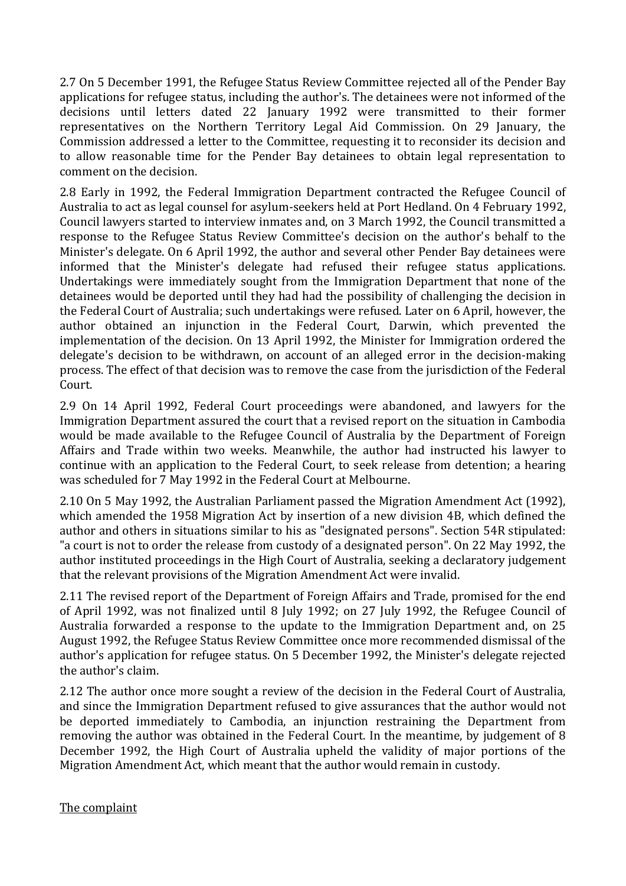2.7 On 5 December 1991, the Refugee Status Review Committee rejected all of the Pender Bay applications for refugee status, including the author's. The detainees were not informed of the decisions until letters dated 22 January 1992 were transmitted to their former representatives on the Northern Territory Legal Aid Commission. On 29 January, the Commission addressed a letter to the Committee, requesting it to reconsider its decision and to allow reasonable time for the Pender Bay detainees to obtain legal representation to comment on the decision.

2.8 Early in 1992, the Federal Immigration Department contracted the Refugee Council of Australia to act as legal counsel for asylum-seekers held at Port Hedland. On 4 February 1992, Council lawyers started to interview inmates and, on 3 March 1992, the Council transmitted a response to the Refugee Status Review Committee's decision on the author's behalf to the Minister's delegate. On 6 April 1992, the author and several other Pender Bay detainees were informed that the Minister's delegate had refused their refugee status applications. Undertakings were immediately sought from the Immigration Department that none of the detainees would be deported until they had had the possibility of challenging the decision in the Federal Court of Australia; such undertakings were refused. Later on 6 April, however, the author obtained an injunction in the Federal Court, Darwin, which prevented the implementation of the decision. On 13 April 1992, the Minister for Immigration ordered the delegate's decision to be withdrawn, on account of an alleged error in the decision-making process. The effect of that decision was to remove the case from the jurisdiction of the Federal Court.

2.9 On 14 April 1992, Federal Court proceedings were abandoned, and lawyers for the Immigration Department assured the court that a revised report on the situation in Cambodia would be made available to the Refugee Council of Australia by the Department of Foreign Affairs and Trade within two weeks. Meanwhile, the author had instructed his lawyer to continue with an application to the Federal Court, to seek release from detention; a hearing was scheduled for 7 May 1992 in the Federal Court at Melbourne.

2.10 On 5 May 1992, the Australian Parliament passed the Migration Amendment Act (1992), which amended the 1958 Migration Act by insertion of a new division 4B, which defined the author and others in situations similar to his as "designated persons". Section 54R stipulated: "a court is not to order the release from custody of a designated person". On 22 May 1992, the author instituted proceedings in the High Court of Australia, seeking a declaratory judgement that the relevant provisions of the Migration Amendment Act were invalid.

2.11 The revised report of the Department of Foreign Affairs and Trade, promised for the end of April 1992, was not finalized until 8 July 1992; on 27 July 1992, the Refugee Council of Australia forwarded a response to the update to the Immigration Department and, on 25 August 1992, the Refugee Status Review Committee once more recommended dismissal of the author's application for refugee status. On 5 December 1992, the Minister's delegate rejected the author's claim.

2.12 The author once more sought a review of the decision in the Federal Court of Australia, and since the Immigration Department refused to give assurances that the author would not be deported immediately to Cambodia, an injunction restraining the Department from removing the author was obtained in the Federal Court. In the meantime, by judgement of 8 December 1992, the High Court of Australia upheld the validity of major portions of the Migration Amendment Act, which meant that the author would remain in custody.

## The complaint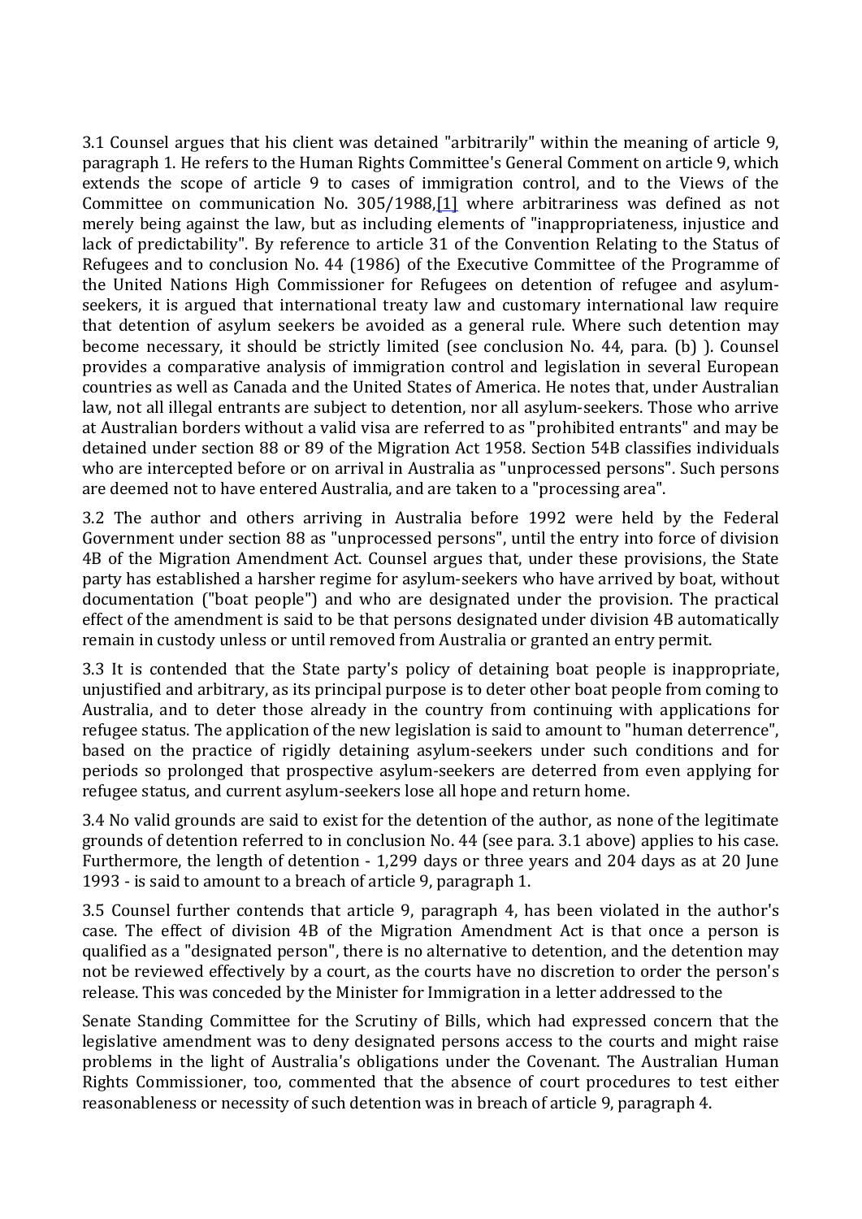3.1 Counsel argues that his client was detained "arbitrarily" within the meaning of article 9, paragraph 1. He refers to the Human Rights Committee's General Comment on article 9, which extends the scope of article 9 to cases of immigration control, and to the Views of the Committee on communication No. 305/1988,[1] where arbitrariness was defined as not merely being against the law, but as including elements of "inappropriateness, injustice and lack of predictability". By reference to article 31 of the Convention Relating to the Status of Refugees and to conclusion No. 44 (1986) of the Executive Committee of the Programme of the United Nations High Commissioner for Refugees on detention of refugee and asylum-seekers, it is argued that international treaty law and customary international law require that detention of asylum seekers be avoided as a general rule. Where such detention may become necessary, it should be strictly limited (see conclusion No. 44, para. (b) ). Counsel provides a comparative analysis of immigration control and legislation in several European countries as well as Canada and the United States of America. He notes that, under Australian law, not all illegal entrants are subject to detention, nor all asylum-seekers. Those who arrive at Australian borders without a valid visa are referred to as "prohibited entrants" and may be detained under section 88 or 89 of the Migration Act 1958. Section 54B classifies individuals who are intercepted before or on arrival in Australia as "unprocessed persons". Such persons are deemed not to have entered Australia, and are taken to a "processing area".

3.2 The author and others arriving in Australia before 1992 were held by the Federal Government under section 88 as "unprocessed persons", until the entry into force of division 4B of the Migration Amendment Act. Counsel argues that, under these provisions, the State party has established a harsher regime for asylum-seekers who have arrived by boat, without documentation ("boat people") and who are designated under the provision. The practical effect of the amendment is said to be that persons designated under division 4B automatically remain in custody unless or until removed from Australia or granted an entry permit.

3.3 It is contended that the State party's policy of detaining boat people is inappropriate, unjustified and arbitrary, as its principal purpose is to deter other boat people from coming to Australia, and to deter those already in the country from continuing with applications for refugee status. The application of the new legislation is said to amount to "human deterrence", based on the practice of rigidly detaining asylum-seekers under such conditions and for periods so prolonged that prospective asylum-seekers are deterred from even applying for refugee status, and current asylum-seekers lose all hope and return home.

3.4 No valid grounds are said to exist for the detention of the author, as none of the legitimate grounds of detention referred to in conclusion No. 44 (see para. 3.1 above) applies to his case. Furthermore, the length of detention - 1,299 days or three years and 204 days as at 20 June 1993 - is said to amount to a breach of article 9, paragraph 1.

3.5 Counsel further contends that article 9, paragraph 4, has been violated in the author's case. The effect of division 4B of the Migration Amendment Act is that once a person is qualified as a "designated person", there is no alternative to detention, and the detention may not be reviewed effectively by a court, as the courts have no discretion to order the person's release. This was conceded by the Minister for Immigration in a letter addressed to the Senate Standing Committee for the Scrutiny of Bills, which had expressed concern that the legislative amendment was to deny designated persons access to the courts and might raise problems in the light of Australia's obligations under the Covenant. The Australian Human Rights Commissioner, too, commented that the absence of court procedures to test either reasonableness or necessity of such detention was in breach of article 9, paragraph 4.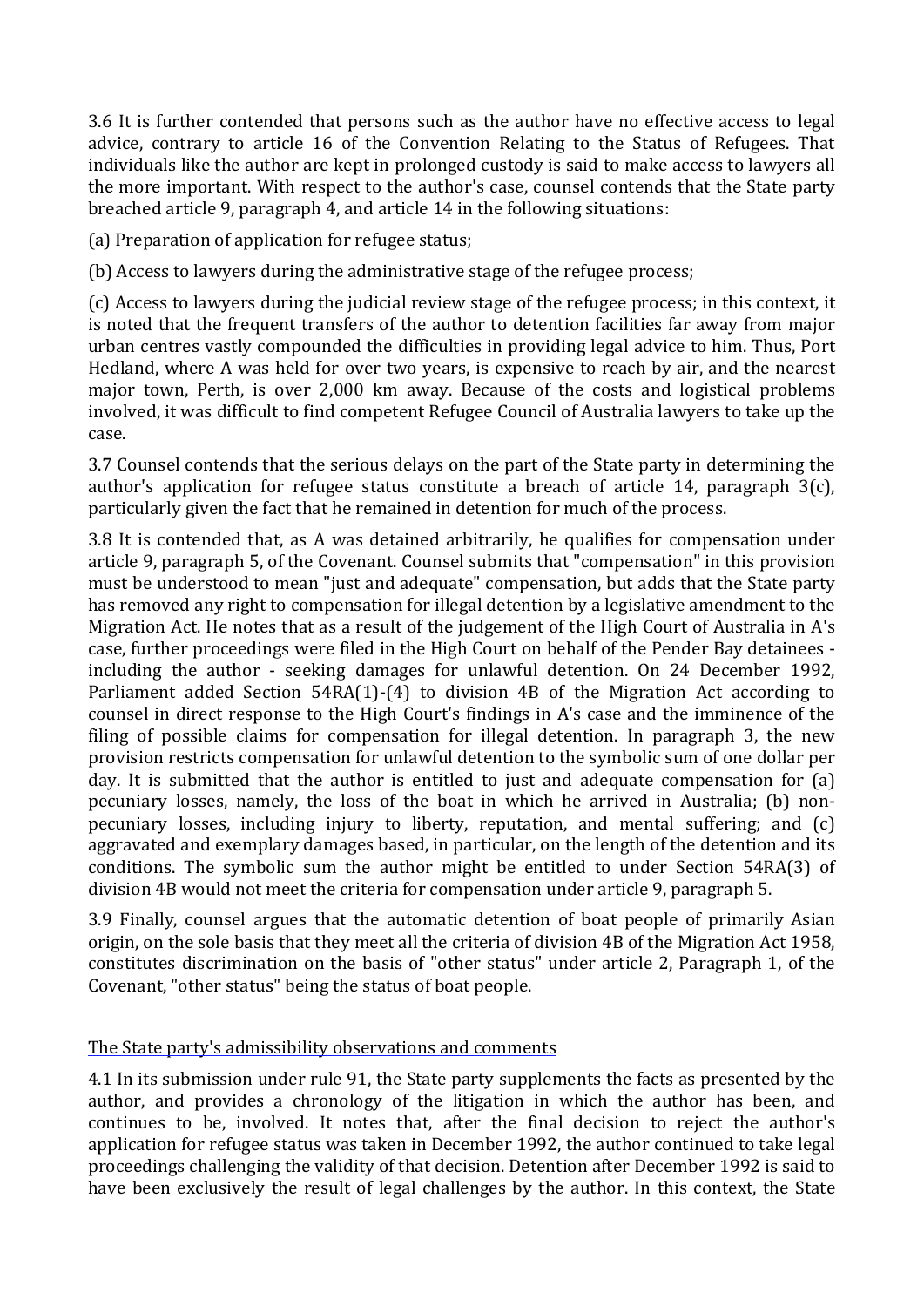3.6 It is further contended that persons such as the author have no effective access to legal advice, contrary to article 16 of the Convention Relating to the Status of Refugees. That individuals like the author are kept in prolonged custody is said to make access to lawyers all the more important. With respect to the author's case, counsel contends that the State party breached article 9, paragraph 4, and article 14 in the following situations:

(a) Preparation of application for refugee status;

(b) Access to lawyers during the administrative stage of the refugee process;

(c) Access to lawyers during the judicial review stage of the refugee process; in this context, it is noted that the frequent transfers of the author to detention facilities far away from major urban centres vastly compounded the difficulties in providing legal advice to him. Thus, Port Hedland, where A was held for over two years, is expensive to reach by air, and the nearest major town, Perth, is over 2,000 km away. Because of the costs and logistical problems involved, it was difficult to find competent Refugee Council of Australia lawyers to take up the case.

3.7 Counsel contends that the serious delays on the part of the State party in determining the author's application for refugee status constitute a breach of article 14, paragraph 3(c), particularly given the fact that he remained in detention for much of the process.

3.8 It is contended that, as A was detained arbitrarily, he qualifies for compensation under article 9, paragraph 5, of the Covenant. Counsel submits that "compensation" in this provision must be understood to mean "just and adequate" compensation, but adds that the State party has removed any right to compensation for illegal detention by a legislative amendment to the Migration Act. He notes that as a result of the judgement of the High Court of Australia in A's case, further proceedings were filed in the High Court on behalf of the Pender Bay detainees - including the author - seeking damages for unlawful detention. On 24 December 1992, Parliament added Section 54RA(1)-(4) to division 4B of the Migration Act according to counsel in direct response to the High Court's findings in A's case and the imminence of the filing of possible claims for compensation for illegal detention. In paragraph 3, the new provision restricts compensation for unlawful detention to the symbolic sum of one dollar per day. It is submitted that the author is entitled to just and adequate compensation for (a) pecuniary losses, namely, the loss of the boat in which he arrived in Australia; (b) non-pecuniary losses, including injury to liberty, reputation, and mental suffering; and (c) aggravated and exemplary damages based, in particular, on the length of the detention and its conditions. The symbolic sum the author might be entitled to under Section 54RA(3) of division 4B would not meet the criteria for compensation under article 9, paragraph 5.

3.9 Finally, counsel argues that the automatic detention of boat people of primarily Asian origin, on the sole basis that they meet all the criteria of division 4B of the Migration Act 1958, constitutes discrimination on the basis of "other status" under article 2, Paragraph 1, of the Covenant, "other status" being the status of boat people.

## The State party's admissibility observations and comments

4.1 In its submission under rule 91, the State party supplements the facts as presented by the author, and provides a chronology of the litigation in which the author has been, and continues to be, involved. It notes that, after the final decision to reject the author's application for refugee status was taken in December 1992, the author continued to take legal proceedings challenging the validity of that decision. Detention after December 1992 is said to have been exclusively the result of legal challenges by the author. In this context, the State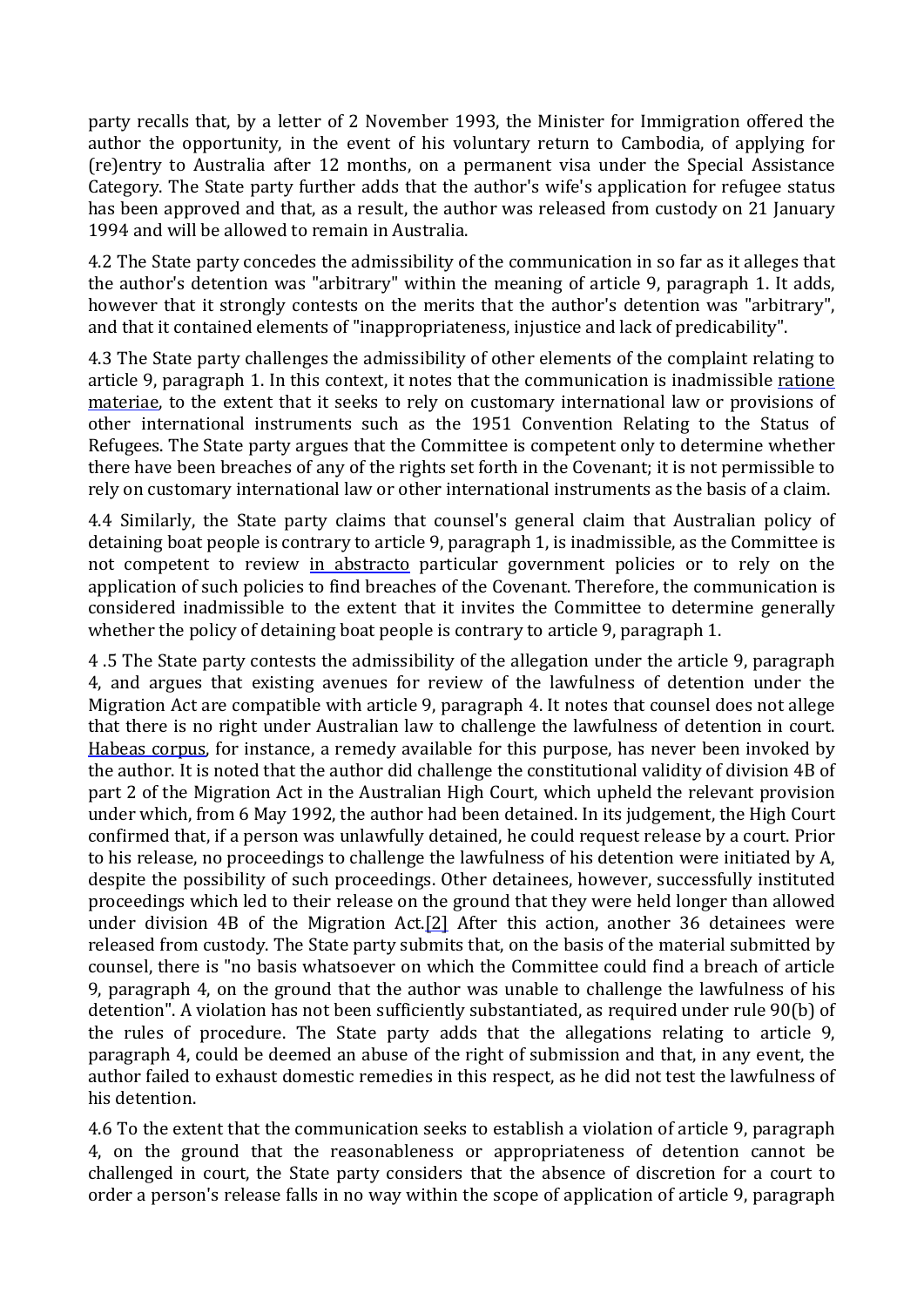party recalls that, by a letter of 2 November 1993, the Minister for Immigration offered the author the opportunity, in the event of his voluntary return to Cambodia, of applying for (re)entry to Australia after 12 months, on a permanent visa under the Special Assistance Category. The State party further adds that the author's wife's application for refugee status has been approved and that, as a result, the author was released from custody on 21 January 1994 and will be allowed to remain in Australia.

4.2 The State party concedes the admissibility of the communication in so far as it alleges that the author's detention was "arbitrary" within the meaning of article 9, paragraph 1. It adds, however that it strongly contests on the merits that the author's detention was "arbitrary", and that it contained elements of "inappropriateness, injustice and lack of predicability".

4.3 The State party challenges the admissibility of other elements of the complaint relating to article 9, paragraph 1. In this context, it notes that the communication is inadmissible ratione materiae, to the extent that it seeks to rely on customary international law or provisions of other international instruments such as the 1951 Convention Relating to the Status of Refugees. The State party argues that the Committee is competent only to determine whether there have been breaches of any of the rights set forth in the Covenant; it is not permissible to rely on customary international law or other international instruments as the basis of a claim.

4.4 Similarly, the State party claims that counsel's general claim that Australian policy of detaining boat people is contrary to article 9, paragraph 1, is inadmissible, as the Committee is not competent to review in abstracto particular government policies or to rely on the application of such policies to find breaches of the Covenant. Therefore, the communication is considered inadmissible to the extent that it invites the Committee to determine generally whether the policy of detaining boat people is contrary to article 9, paragraph 1.

4 .5 The State party contests the admissibility of the allegation under the article 9, paragraph 4, and argues that existing avenues for review of the lawfulness of detention under the Migration Act are compatible with article 9, paragraph 4. It notes that counsel does not allege that there is no right under Australian law to challenge the lawfulness of detention in court. Habeas corpus, for instance, a remedy available for this purpose, has never been invoked by the author. It is noted that the author did challenge the constitutional validity of division 4B of part 2 of the Migration Act in the Australian High Court, which upheld the relevant provision under which, from 6 May 1992, the author had been detained. In its judgement, the High Court confirmed that, if a person was unlawfully detained, he could request release by a court. Prior to his release, no proceedings to challenge the lawfulness of his detention were initiated by A, despite the possibility of such proceedings. Other detainees, however, successfully instituted proceedings which led to their release on the ground that they were held longer than allowed under division 4B of the Migration Act.[2] After this action, another 36 detainees were released from custody. The State party submits that, on the basis of the material submitted by counsel, there is "no basis whatsoever on which the Committee could find a breach of article 9, paragraph 4, on the ground that the author was unable to challenge the lawfulness of his detention". A violation has not been sufficiently substantiated, as required under rule 90(b) of the rules of procedure. The State party adds that the allegations relating to article 9, paragraph 4, could be deemed an abuse of the right of submission and that, in any event, the author failed to exhaust domestic remedies in this respect, as he did not test the lawfulness of his detention.

4.6 To the extent that the communication seeks to establish a violation of article 9, paragraph 4, on the ground that the reasonableness or appropriateness of detention cannot be challenged in court, the State party considers that the absence of discretion for a court to order a person's release falls in no way within the scope of application of article 9, paragraph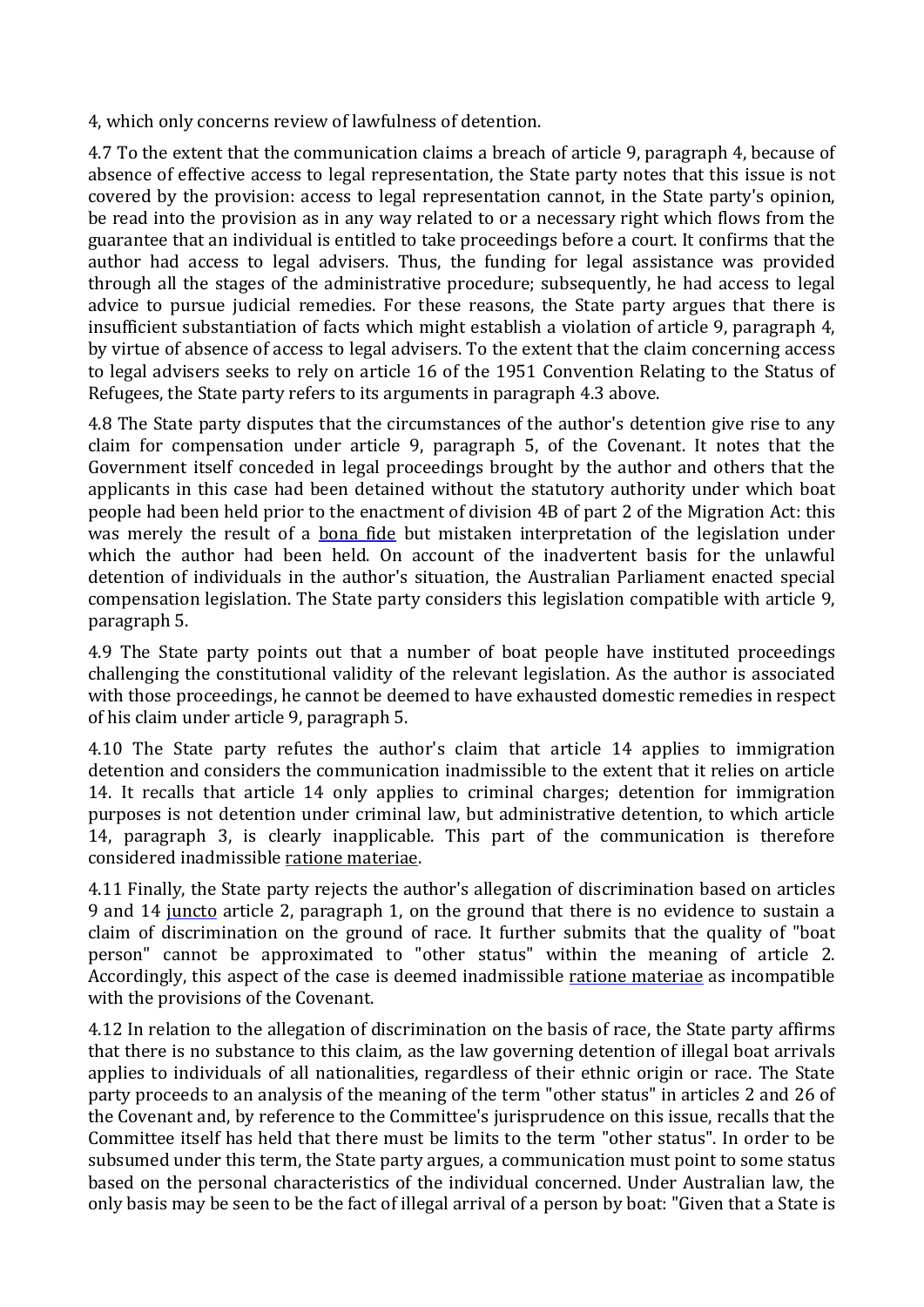4, which only concerns review of lawfulness of detention.

4.7 To the extent that the communication claims a breach of article 9, paragraph 4, because of absence of effective access to legal representation, the State party notes that this issue is not covered by the provision: access to legal representation cannot, in the State party's opinion, be read into the provision as in any way related to or a necessary right which flows from the guarantee that an individual is entitled to take proceedings before a court. It confirms that the author had access to legal advisers. Thus, the funding for legal assistance was provided through all the stages of the administrative procedure; subsequently, he had access to legal advice to pursue judicial remedies. For these reasons, the State party argues that there is insufficient substantiation of facts which might establish a violation of article 9, paragraph 4, by virtue of absence of access to legal advisers. To the extent that the claim concerning access to legal advisers seeks to rely on article 16 of the 1951 Convention Relating to the Status of Refugees, the State party refers to its arguments in paragraph 4.3 above.

4.8 The State party disputes that the circumstances of the author's detention give rise to any claim for compensation under article 9, paragraph 5, of the Covenant. It notes that the Government itself conceded in legal proceedings brought by the author and others that the applicants in this case had been detained without the statutory authority under which boat people had been held prior to the enactment of division 4B of part 2 of the Migration Act: this was merely the result of a bona fide but mistaken interpretation of the legislation under which the author had been held. On account of the inadvertent basis for the unlawful detention of individuals in the author's situation, the Australian Parliament enacted special compensation legislation. The State party considers this legislation compatible with article 9, paragraph 5.

4.9 The State party points out that a number of boat people have instituted proceedings challenging the constitutional validity of the relevant legislation. As the author is associated with those proceedings, he cannot be deemed to have exhausted domestic remedies in respect of his claim under article 9, paragraph 5.

4.10 The State party refutes the author's claim that article 14 applies to immigration detention and considers the communication inadmissible to the extent that it relies on article 14. It recalls that article 14 only applies to criminal charges; detention for immigration purposes is not detention under criminal law, but administrative detention, to which article 14, paragraph 3, is clearly inapplicable. This part of the communication is therefore considered inadmissible ratione materiae.

4.11 Finally, the State party rejects the author's allegation of discrimination based on articles 9 and 14 juncto article 2, paragraph 1, on the ground that there is no evidence to sustain a claim of discrimination on the ground of race. It further submits that the quality of "boat person" cannot be approximated to "other status" within the meaning of article 2. Accordingly, this aspect of the case is deemed inadmissible ratione materiae as incompatible with the provisions of the Covenant.

4.12 In relation to the allegation of discrimination on the basis of race, the State party affirms that there is no substance to this claim, as the law governing detention of illegal boat arrivals applies to individuals of all nationalities, regardless of their ethnic origin or race. The State party proceeds to an analysis of the meaning of the term "other status" in articles 2 and 26 of the Covenant and, by reference to the Committee's jurisprudence on this issue, recalls that the Committee itself has held that there must be limits to the term "other status". In order to be subsumed under this term, the State party argues, a communication must point to some status based on the personal characteristics of the individual concerned. Under Australian law, the only basis may be seen to be the fact of illegal arrival of a person by boat: "Given that a State is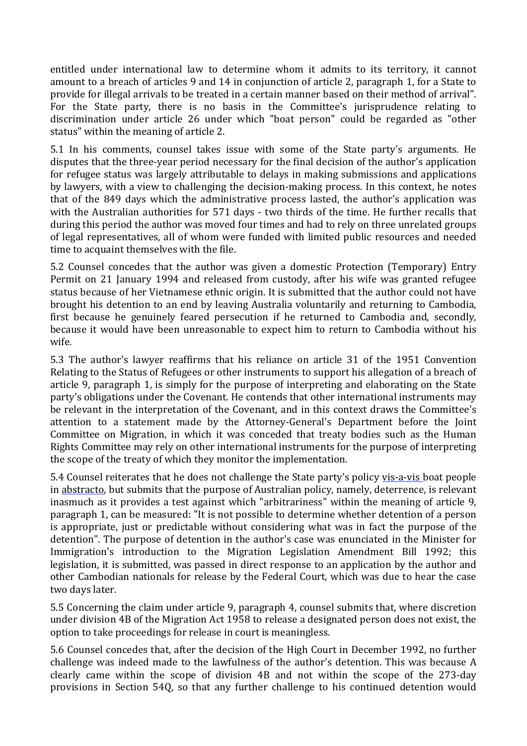entitled under international law to determine whom it admits to its territory, it cannot amount to a breach of articles 9 and 14 in conjunction of article 2, paragraph 1, for a State to provide for illegal arrivals to be treated in a certain manner based on their method of arrival". For the State party, there is no basis in the Committee's jurisprudence relating to discrimination under article 26 under which "boat person" could be regarded as "other status" within the meaning of article 2.

5.1 In his comments, counsel takes issue with some of the State party's arguments. He disputes that the three-year period necessary for the final decision of the author's application for refugee status was largely attributable to delays in making submissions and applications by lawyers, with a view to challenging the decision-making process. In this context, he notes that of the 849 days which the administrative process lasted, the author's application was with the Australian authorities for 571 days - two thirds of the time. He further recalls that during this period the author was moved four times and had to rely on three unrelated groups of legal representatives, all of whom were funded with limited public resources and needed time to acquaint themselves with the file.

5.2 Counsel concedes that the author was given a domestic Protection (Temporary) Entry Permit on 21 January 1994 and released from custody, after his wife was granted refugee status because of her Vietnamese ethnic origin. It is submitted that the author could not have brought his detention to an end by leaving Australia voluntarily and returning to Cambodia, first because he genuinely feared persecution if he returned to Cambodia and, secondly, because it would have been unreasonable to expect him to return to Cambodia without his wife.

5.3 The author's lawyer reaffirms that his reliance on article 31 of the 1951 Convention Relating to the Status of Refugees or other instruments to support his allegation of a breach of article 9, paragraph 1, is simply for the purpose of interpreting and elaborating on the State party's obligations under the Covenant. He contends that other international instruments may be relevant in the interpretation of the Covenant, and in this context draws the Committee's attention to a statement made by the Attorney-General's Department before the Joint Committee on Migration, in which it was conceded that treaty bodies such as the Human Rights Committee may rely on other international instruments for the purpose of interpreting the scope of the treaty of which they monitor the implementation.

5.4 Counsel reiterates that he does not challenge the State party's policy vis-a-vis boat people in abstracto, but submits that the purpose of Australian policy, namely, deterrence, is relevant inasmuch as it provides a test against which "arbitrariness" within the meaning of article 9, paragraph 1, can be measured: "It is not possible to determine whether detention of a person is appropriate, just or predictable without considering what was in fact the purpose of the detention". The purpose of detention in the author's case was enunciated in the Minister for Immigration's introduction to the Migration Legislation Amendment Bill 1992; this legislation, it is submitted, was passed in direct response to an application by the author and other Cambodian nationals for release by the Federal Court, which was due to hear the case two days later.

5.5 Concerning the claim under article 9, paragraph 4, counsel submits that, where discretion under division 4B of the Migration Act 1958 to release a designated person does not exist, the option to take proceedings for release in court is meaningless.

5.6 Counsel concedes that, after the decision of the High Court in December 1992, no further challenge was indeed made to the lawfulness of the author's detention. This was because A clearly came within the scope of division 4B and not within the scope of the 273-day provisions in Section 54Q, so that any further challenge to his continued detention would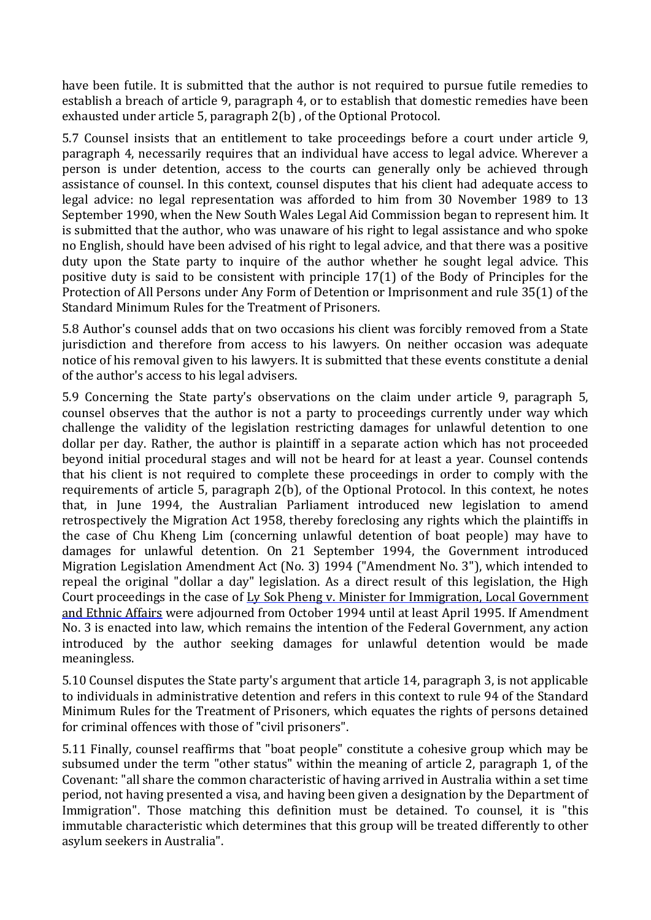have been futile. It is submitted that the author is not required to pursue futile remedies to establish a breach of article 9, paragraph 4, or to establish that domestic remedies have been exhausted under article 5, paragraph 2(b) , of the Optional Protocol.

5.7 Counsel insists that an entitlement to take proceedings before a court under article 9, paragraph 4, necessarily requires that an individual have access to legal advice. Wherever a person is under detention, access to the courts can generally only be achieved through assistance of counsel. In this context, counsel disputes that his client had adequate access to legal advice: no legal representation was afforded to him from 30 November 1989 to 13 September 1990, when the New South Wales Legal Aid Commission began to represent him. It is submitted that the author, who was unaware of his right to legal assistance and who spoke no English, should have been advised of his right to legal advice, and that there was a positive duty upon the State party to inquire of the author whether he sought legal advice. This positive duty is said to be consistent with principle 17(1) of the Body of Principles for the Protection of All Persons under Any Form of Detention or Imprisonment and rule 35(1) of the Standard Minimum Rules for the Treatment of Prisoners.

5.8 Author's counsel adds that on two occasions his client was forcibly removed from a State jurisdiction and therefore from access to his lawyers. On neither occasion was adequate notice of his removal given to his lawyers. It is submitted that these events constitute a denial of the author's access to his legal advisers.

5.9 Concerning the State party's observations on the claim under article 9, paragraph 5, counsel observes that the author is not a party to proceedings currently under way which challenge the validity of the legislation restricting damages for unlawful detention to one dollar per day. Rather, the author is plaintiff in a separate action which has not proceeded beyond initial procedural stages and will not be heard for at least a year. Counsel contends that his client is not required to complete these proceedings in order to comply with the requirements of article 5, paragraph 2(b), of the Optional Protocol. In this context, he notes that, in June 1994, the Australian Parliament introduced new legislation to amend retrospectively the Migration Act 1958, thereby foreclosing any rights which the plaintiffs in the case of Chu Kheng Lim (concerning unlawful detention of boat people) may have to damages for unlawful detention. On 21 September 1994, the Government introduced Migration Legislation Amendment Act (No. 3) 1994 ("Amendment No. 3"), which intended to repeal the original "dollar a day" legislation. As a direct result of this legislation, the High Court proceedings in the case of Ly Sok Pheng v. Minister for Immigration, Local Government and Ethnic Affairs were adjourned from October 1994 until at least April 1995. If Amendment No. 3 is enacted into law, which remains the intention of the Federal Government, any action introduced by the author seeking damages for unlawful detention would be made meaningless.

5.10 Counsel disputes the State party's argument that article 14, paragraph 3, is not applicable to individuals in administrative detention and refers in this context to rule 94 of the Standard Minimum Rules for the Treatment of Prisoners, which equates the rights of persons detained for criminal offences with those of "civil prisoners".

5.11 Finally, counsel reaffirms that "boat people" constitute a cohesive group which may be subsumed under the term "other status" within the meaning of article 2, paragraph 1, of the Covenant: "all share the common characteristic of having arrived in Australia within a set time period, not having presented a visa, and having been given a designation by the Department of Immigration". Those matching this definition must be detained. To counsel, it is "this immutable characteristic which determines that this group will be treated differently to other asylum seekers in Australia".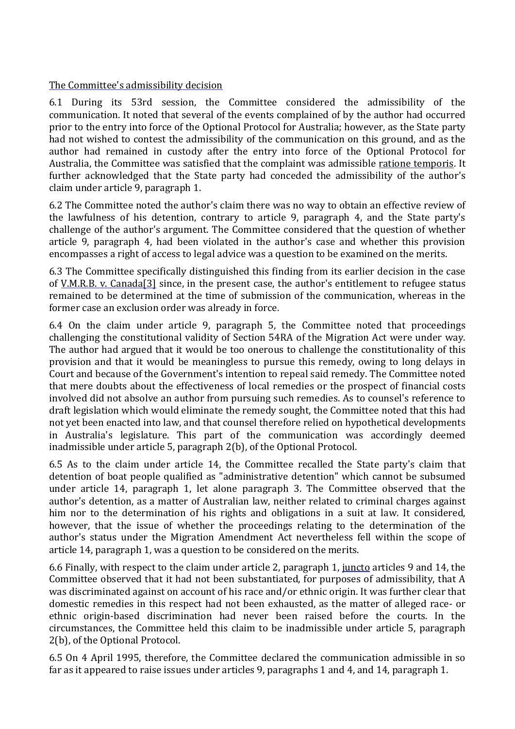The Committee's admissibility decision

6.1 During its 53rd session, the Committee considered the admissibility of the communication. It noted that several of the events complained of by the author had occurred prior to the entry into force of the Optional Protocol for Australia; however, as the State party had not wished to contest the admissibility of the communication on this ground, and as the author had remained in custody after the entry into force of the Optional Protocol for Australia, the Committee was satisfied that the complaint was admissible ratione temporis. It further acknowledged that the State party had conceded the admissibility of the author's claim under article 9, paragraph 1.

6.2 The Committee noted the author's claim there was no way to obtain an effective review of the lawfulness of his detention, contrary to article 9, paragraph 4, and the State party's challenge of the author's argument. The Committee considered that the question of whether article 9, paragraph 4, had been violated in the author's case and whether this provision encompasses a right of access to legal advice was a question to be examined on the merits.

6.3 The Committee specifically distinguished this finding from its earlier decision in the case of V.M.R.B. v. Canada[3] since, in the present case, the author's entitlement to refugee status remained to be determined at the time of submission of the communication, whereas in the former case an exclusion order was already in force.

6.4 On the claim under article 9, paragraph 5, the Committee noted that proceedings challenging the constitutional validity of Section 54RA of the Migration Act were under way. The author had argued that it would be too onerous to challenge the constitutionality of this provision and that it would be meaningless to pursue this remedy, owing to long delays in Court and because of the Government's intention to repeal said remedy. The Committee noted that mere doubts about the effectiveness of local remedies or the prospect of financial costs involved did not absolve an author from pursuing such remedies. As to counsel's reference to draft legislation which would eliminate the remedy sought, the Committee noted that this had not yet been enacted into law, and that counsel therefore relied on hypothetical developments in Australia's legislature. This part of the communication was accordingly deemed inadmissible under article 5, paragraph 2(b), of the Optional Protocol.

6.5 As to the claim under article 14, the Committee recalled the State party's claim that detention of boat people qualified as "administrative detention" which cannot be subsumed under article 14, paragraph 1, let alone paragraph 3. The Committee observed that the author's detention, as a matter of Australian law, neither related to criminal charges against him nor to the determination of his rights and obligations in a suit at law. It considered, however, that the issue of whether the proceedings relating to the determination of the author's status under the Migration Amendment Act nevertheless fell within the scope of article 14, paragraph 1, was a question to be considered on the merits.

6.6 Finally, with respect to the claim under article 2, paragraph 1, juncto articles 9 and 14, the Committee observed that it had not been substantiated, for purposes of admissibility, that A was discriminated against on account of his race and/or ethnic origin. It was further clear that domestic remedies in this respect had not been exhausted, as the matter of alleged race- or ethnic origin-based discrimination had never been raised before the courts. In the circumstances, the Committee held this claim to be inadmissible under article 5, paragraph 2(b), of the Optional Protocol.

6.5 On 4 April 1995, therefore, the Committee declared the communication admissible in so far as it appeared to raise issues under articles 9, paragraphs 1 and 4, and 14, paragraph 1.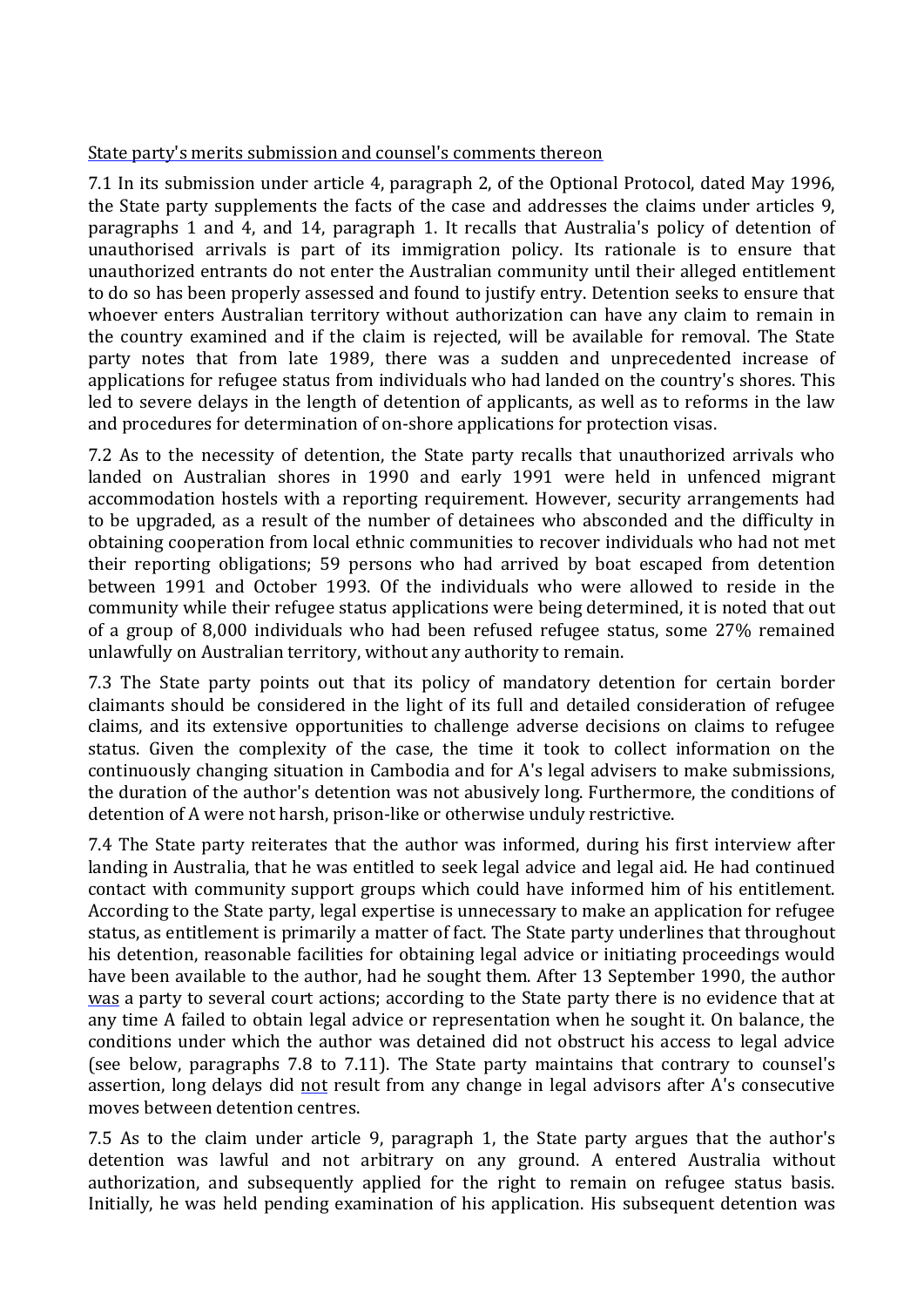State party's merits submission and counsel's comments thereon

7.1 In its submission under article 4, paragraph 2, of the Optional Protocol, dated May 1996, the State party supplements the facts of the case and addresses the claims under articles 9, paragraphs 1 and 4, and 14, paragraph 1. It recalls that Australia's policy of detention of unauthorised arrivals is part of its immigration policy. Its rationale is to ensure that unauthorized entrants do not enter the Australian community until their alleged entitlement to do so has been properly assessed and found to justify entry. Detention seeks to ensure that whoever enters Australian territory without authorization can have any claim to remain in the country examined and if the claim is rejected, will be available for removal. The State party notes that from late 1989, there was a sudden and unprecedented increase of applications for refugee status from individuals who had landed on the country's shores. This led to severe delays in the length of detention of applicants, as well as to reforms in the law and procedures for determination of on-shore applications for protection visas.

7.2 As to the necessity of detention, the State party recalls that unauthorized arrivals who landed on Australian shores in 1990 and early 1991 were held in unfenced migrant accommodation hostels with a reporting requirement. However, security arrangements had to be upgraded, as a result of the number of detainees who absconded and the difficulty in obtaining cooperation from local ethnic communities to recover individuals who had not met their reporting obligations; 59 persons who had arrived by boat escaped from detention between 1991 and October 1993. Of the individuals who were allowed to reside in the community while their refugee status applications were being determined, it is noted that out of a group of 8,000 individuals who had been refused refugee status, some 27% remained unlawfully on Australian territory, without any authority to remain.

7.3 The State party points out that its policy of mandatory detention for certain border claimants should be considered in the light of its full and detailed consideration of refugee claims, and its extensive opportunities to challenge adverse decisions on claims to refugee status. Given the complexity of the case, the time it took to collect information on the continuously changing situation in Cambodia and for A's legal advisers to make submissions, the duration of the author's detention was not abusively long. Furthermore, the conditions of detention of A were not harsh, prison-like or otherwise unduly restrictive.

7.4 The State party reiterates that the author was informed, during his first interview after landing in Australia, that he was entitled to seek legal advice and legal aid. He had continued contact with community support groups which could have informed him of his entitlement. According to the State party, legal expertise is unnecessary to make an application for refugee status, as entitlement is primarily a matter of fact. The State party underlines that throughout his detention, reasonable facilities for obtaining legal advice or initiating proceedings would have been available to the author, had he sought them. After 13 September 1990, the author was a party to several court actions; according to the State party there is no evidence that at any time A failed to obtain legal advice or representation when he sought it. On balance, the conditions under which the author was detained did not obstruct his access to legal advice (see below, paragraphs 7.8 to 7.11). The State party maintains that contrary to counsel's assertion, long delays did not result from any change in legal advisors after A's consecutive moves between detention centres.

7.5 As to the claim under article 9, paragraph 1, the State party argues that the author's detention was lawful and not arbitrary on any ground. A entered Australia without authorization, and subsequently applied for the right to remain on refugee status basis. Initially, he was held pending examination of his application. His subsequent detention was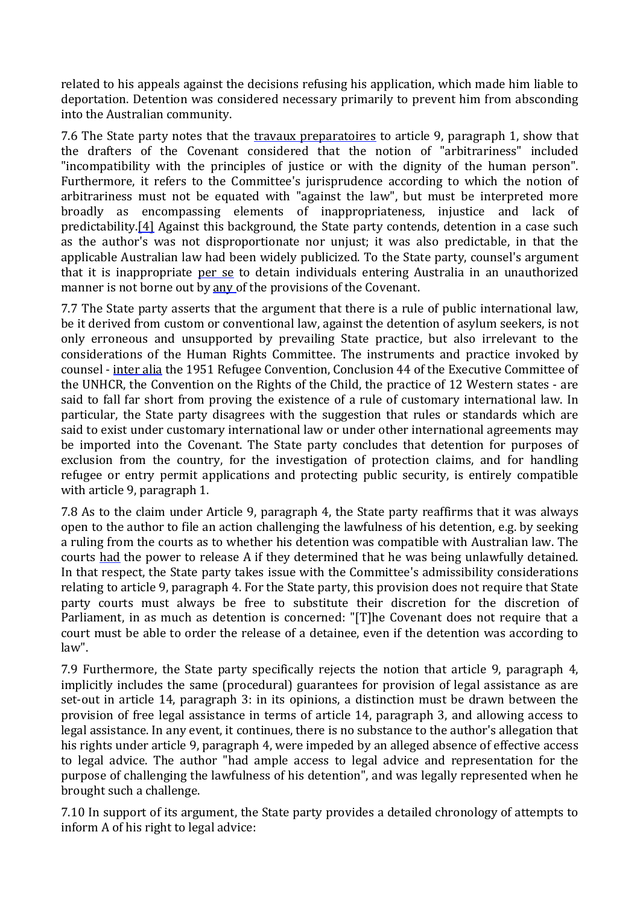related to his appeals against the decisions refusing his application, which made him liable to deportation. Detention was considered necessary primarily to prevent him from absconding into the Australian community.

7.6 The State party notes that the travaux preparatoires to article 9, paragraph 1, show that the drafters of the Covenant considered that the notion of "arbitrariness" included "incompatibility with the principles of justice or with the dignity of the human person". Furthermore, it refers to the Committee's jurisprudence according to which the notion of arbitrariness must not be equated with "against the law", but must be interpreted more broadly as encompassing elements of inappropriateness, injustice and lack of predictability.[4] Against this background, the State party contends, detention in a case such as the author's was not disproportionate nor unjust; it was also predictable, in that the applicable Australian law had been widely publicized. To the State party, counsel's argument that it is inappropriate per se to detain individuals entering Australia in an unauthorized manner is not borne out by any of the provisions of the Covenant.

7.7 The State party asserts that the argument that there is a rule of public international law, be it derived from custom or conventional law, against the detention of asylum seekers, is not only erroneous and unsupported by prevailing State practice, but also irrelevant to the considerations of the Human Rights Committee. The instruments and practice invoked by counsel - inter alia the 1951 Refugee Convention, Conclusion 44 of the Executive Committee of the UNHCR, the Convention on the Rights of the Child, the practice of 12 Western states - are said to fall far short from proving the existence of a rule of customary international law. In particular, the State party disagrees with the suggestion that rules or standards which are said to exist under customary international law or under other international agreements may be imported into the Covenant. The State party concludes that detention for purposes of exclusion from the country, for the investigation of protection claims, and for handling refugee or entry permit applications and protecting public security, is entirely compatible with article 9, paragraph 1.

7.8 As to the claim under Article 9, paragraph 4, the State party reaffirms that it was always open to the author to file an action challenging the lawfulness of his detention, e.g. by seeking a ruling from the courts as to whether his detention was compatible with Australian law. The courts had the power to release A if they determined that he was being unlawfully detained. In that respect, the State party takes issue with the Committee's admissibility considerations relating to article 9, paragraph 4. For the State party, this provision does not require that State party courts must always be free to substitute their discretion for the discretion of Parliament, in as much as detention is concerned: "[T]he Covenant does not require that a court must be able to order the release of a detainee, even if the detention was according to law".

7.9 Furthermore, the State party specifically rejects the notion that article 9, paragraph 4, implicitly includes the same (procedural) guarantees for provision of legal assistance as are set-out in article 14, paragraph 3: in its opinions, a distinction must be drawn between the provision of free legal assistance in terms of article 14, paragraph 3, and allowing access to legal assistance. In any event, it continues, there is no substance to the author's allegation that his rights under article 9, paragraph 4, were impeded by an alleged absence of effective access to legal advice. The author "had ample access to legal advice and representation for the purpose of challenging the lawfulness of his detention", and was legally represented when he brought such a challenge.

7.10 In support of its argument, the State party provides a detailed chronology of attempts to inform A of his right to legal advice: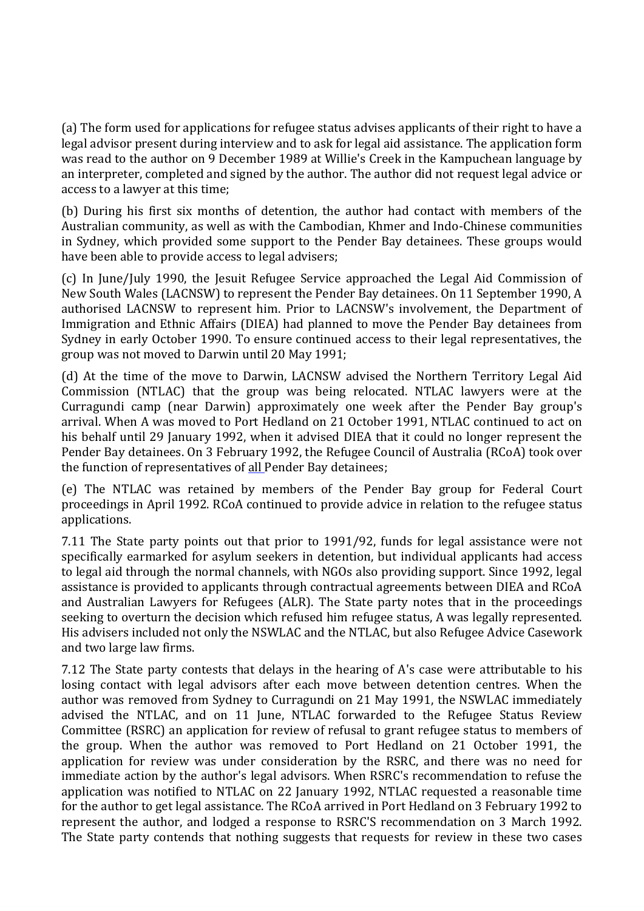(a) The form used for applications for refugee status advises applicants of their right to have a legal advisor present during interview and to ask for legal aid assistance. The application form was read to the author on 9 December 1989 at Willie's Creek in the Kampuchean language by an interpreter, completed and signed by the author. The author did not request legal advice or access to a lawyer at this time;

(b) During his first six months of detention, the author had contact with members of the Australian community, as well as with the Cambodian, Khmer and Indo-Chinese communities in Sydney, which provided some support to the Pender Bay detainees. These groups would have been able to provide access to legal advisers;

(c) In June/July 1990, the Jesuit Refugee Service approached the Legal Aid Commission of New South Wales (LACNSW) to represent the Pender Bay detainees. On 11 September 1990, A authorised LACNSW to represent him. Prior to LACNSW's involvement, the Department of Immigration and Ethnic Affairs (DIEA) had planned to move the Pender Bay detainees from Sydney in early October 1990. To ensure continued access to their legal representatives, the group was not moved to Darwin until 20 May 1991;

(d) At the time of the move to Darwin, LACNSW advised the Northern Territory Legal Aid Commission (NTLAC) that the group was being relocated. NTLAC lawyers were at the Curragundi camp (near Darwin) approximately one week after the Pender Bay group's arrival. When A was moved to Port Hedland on 21 October 1991, NTLAC continued to act on his behalf until 29 January 1992, when it advised DIEA that it could no longer represent the Pender Bay detainees. On 3 February 1992, the Refugee Council of Australia (RCoA) took over the function of representatives of all Pender Bay detainees;

(e) The NTLAC was retained by members of the Pender Bay group for Federal Court proceedings in April 1992. RCoA continued to provide advice in relation to the refugee status applications.

7.11 The State party points out that prior to 1991/92, funds for legal assistance were not specifically earmarked for asylum seekers in detention, but individual applicants had access to legal aid through the normal channels, with NGOs also providing support. Since 1992, legal assistance is provided to applicants through contractual agreements between DIEA and RCoA and Australian Lawyers for Refugees (ALR). The State party notes that in the proceedings seeking to overturn the decision which refused him refugee status, A was legally represented. His advisers included not only the NSWLAC and the NTLAC, but also Refugee Advice Casework and two large law firms.

7.12 The State party contests that delays in the hearing of A's case were attributable to his losing contact with legal advisors after each move between detention centres. When the author was removed from Sydney to Curragundi on 21 May 1991, the NSWLAC immediately advised the NTLAC, and on 11 June, NTLAC forwarded to the Refugee Status Review Committee (RSRC) an application for review of refusal to grant refugee status to members of the group. When the author was removed to Port Hedland on 21 October 1991, the application for review was under consideration by the RSRC, and there was no need for immediate action by the author's legal advisors. When RSRC's recommendation to refuse the application was notified to NTLAC on 22 January 1992, NTLAC requested a reasonable time for the author to get legal assistance. The RCoA arrived in Port Hedland on 3 February 1992 to represent the author, and lodged a response to RSRC'S recommendation on 3 March 1992. The State party contends that nothing suggests that requests for review in these two cases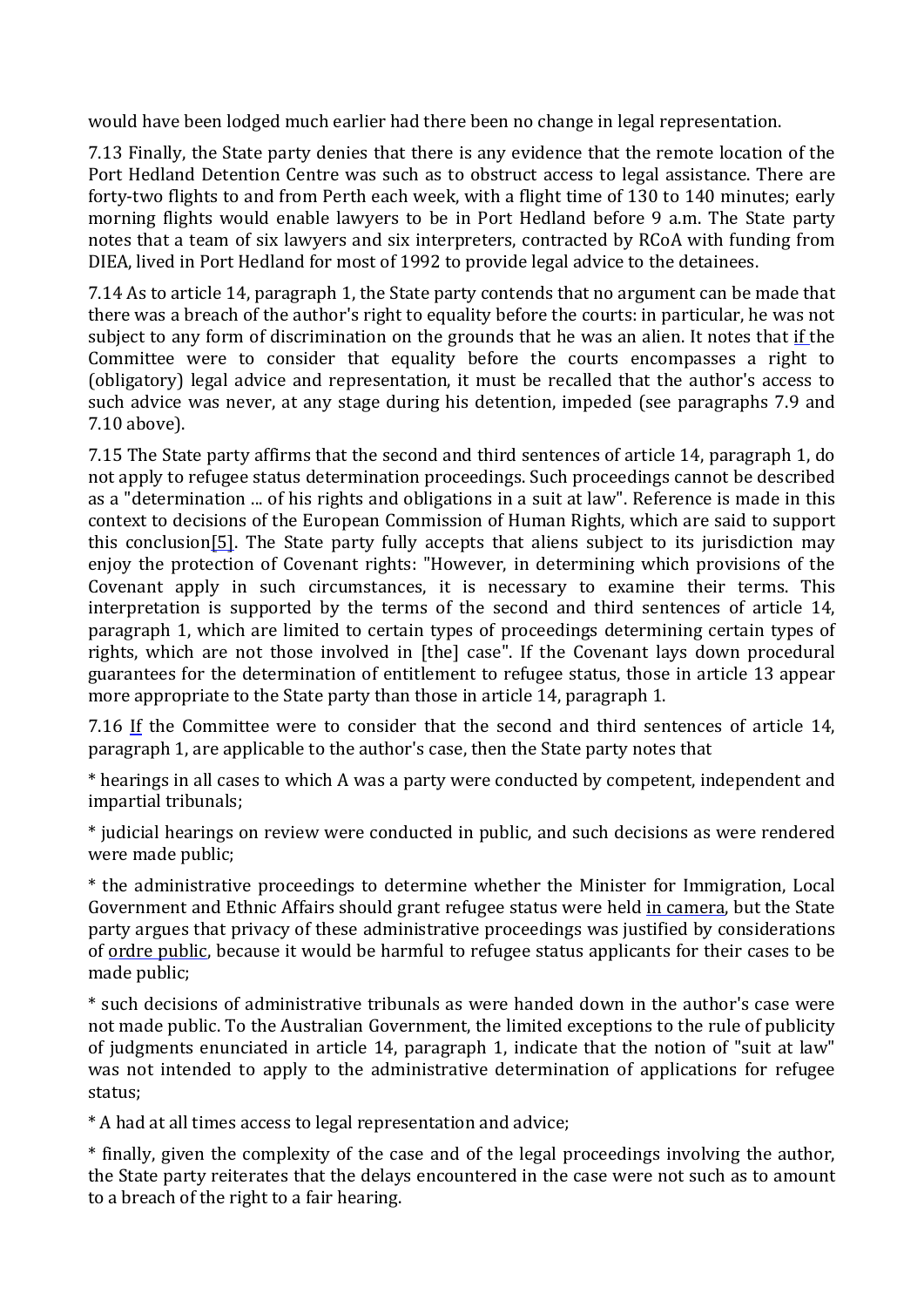would have been lodged much earlier had there been no change in legal representation.

7.13 Finally, the State party denies that there is any evidence that the remote location of the Port Hedland Detention Centre was such as to obstruct access to legal assistance. There are forty-two flights to and from Perth each week, with a flight time of 130 to 140 minutes; early morning flights would enable lawyers to be in Port Hedland before 9 a.m. The State party notes that a team of six lawyers and six interpreters, contracted by RCoA with funding from DIEA, lived in Port Hedland for most of 1992 to provide legal advice to the detainees.

7.14 As to article 14, paragraph 1, the State party contends that no argument can be made that there was a breach of the author's right to equality before the courts: in particular, he was not subject to any form of discrimination on the grounds that he was an alien. It notes that if the Committee were to consider that equality before the courts encompasses a right to (obligatory) legal advice and representation, it must be recalled that the author's access to such advice was never, at any stage during his detention, impeded (see paragraphs 7.9 and 7.10 above).

7.15 The State party affirms that the second and third sentences of article 14, paragraph 1, do not apply to refugee status determination proceedings. Such proceedings cannot be described as a "determination ... of his rights and obligations in a suit at law". Reference is made in this context to decisions of the European Commission of Human Rights, which are said to support this conclusion[5]. The State party fully accepts that aliens subject to its jurisdiction may enjoy the protection of Covenant rights: "However, in determining which provisions of the Covenant apply in such circumstances, it is necessary to examine their terms. This interpretation is supported by the terms of the second and third sentences of article 14, paragraph 1, which are limited to certain types of proceedings determining certain types of rights, which are not those involved in [the] case". If the Covenant lays down procedural guarantees for the determination of entitlement to refugee status, those in article 13 appear more appropriate to the State party than those in article 14, paragraph 1.

7.16 If the Committee were to consider that the second and third sentences of article 14, paragraph 1, are applicable to the author's case, then the State party notes that

* hearings in all cases to which A was a party were conducted by competent, independent and impartial tribunals;

* judicial hearings on review were conducted in public, and such decisions as were rendered were made public;

* the administrative proceedings to determine whether the Minister for Immigration, Local Government and Ethnic Affairs should grant refugee status were held in camera, but the State party argues that privacy of these administrative proceedings was justified by considerations of ordre public, because it would be harmful to refugee status applicants for their cases to be made public;

* such decisions of administrative tribunals as were handed down in the author's case were not made public. To the Australian Government, the limited exceptions to the rule of publicity of judgments enunciated in article 14, paragraph 1, indicate that the notion of "suit at law" was not intended to apply to the administrative determination of applications for refugee status;

* A had at all times access to legal representation and advice;

* finally, given the complexity of the case and of the legal proceedings involving the author, the State party reiterates that the delays encountered in the case were not such as to amount to a breach of the right to a fair hearing.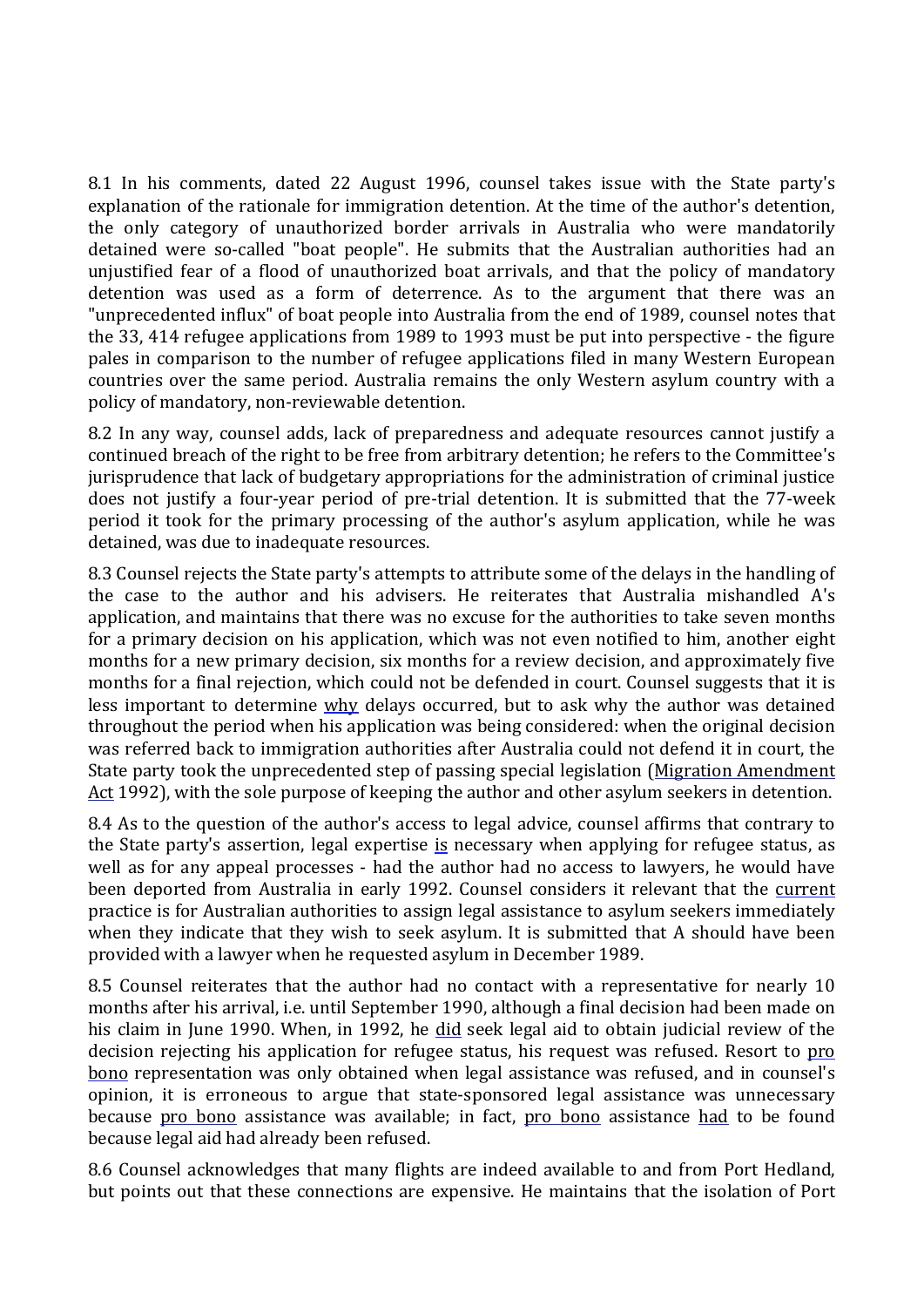8.1 In his comments, dated 22 August 1996, counsel takes issue with the State party's explanation of the rationale for immigration detention. At the time of the author's detention, the only category of unauthorized border arrivals in Australia who were mandatorily detained were so-called "boat people". He submits that the Australian authorities had an unjustified fear of a flood of unauthorized boat arrivals, and that the policy of mandatory detention was used as a form of deterrence. As to the argument that there was an "unprecedented influx" of boat people into Australia from the end of 1989, counsel notes that the 33, 414 refugee applications from 1989 to 1993 must be put into perspective - the figure pales in comparison to the number of refugee applications filed in many Western European countries over the same period. Australia remains the only Western asylum country with a policy of mandatory, non-reviewable detention.

8.2 In any way, counsel adds, lack of preparedness and adequate resources cannot justify a continued breach of the right to be free from arbitrary detention; he refers to the Committee's jurisprudence that lack of budgetary appropriations for the administration of criminal justice does not justify a four-year period of pre-trial detention. It is submitted that the 77-week period it took for the primary processing of the author's asylum application, while he was detained, was due to inadequate resources.

8.3 Counsel rejects the State party's attempts to attribute some of the delays in the handling of the case to the author and his advisers. He reiterates that Australia mishandled A's application, and maintains that there was no excuse for the authorities to take seven months for a primary decision on his application, which was not even notified to him, another eight months for a new primary decision, six months for a review decision, and approximately five months for a final rejection, which could not be defended in court. Counsel suggests that it is less important to determine <u>why</u> delays occurred, but to ask why the author was detained throughout the period when his application was being considered: when the original decision was referred back to immigration authorities after Australia could not defend it in court, the State party took the unprecedented step of passing special legislation (<u>Migration Amendment Act</u> 1992), with the sole purpose of keeping the author and other asylum seekers in detention.

8.4 As to the question of the author's access to legal advice, counsel affirms that contrary to the State party's assertion, legal expertise <u>is</u> necessary when applying for refugee status, as well as for any appeal processes - had the author had no access to lawyers, he would have been deported from Australia in early 1992. Counsel considers it relevant that the <u>current</u> practice is for Australian authorities to assign legal assistance to asylum seekers immediately when they indicate that they wish to seek asylum. It is submitted that A should have been provided with a lawyer when he requested asylum in December 1989.

8.5 Counsel reiterates that the author had no contact with a representative for nearly 10 months after his arrival, i.e. until September 1990, although a final decision had been made on his claim in June 1990. When, in 1992, he <u>did</u> seek legal aid to obtain judicial review of the decision rejecting his application for refugee status, his request was refused. Resort to <u>pro bono</u> representation was only obtained when legal assistance was refused, and in counsel's opinion, it is erroneous to argue that state-sponsored legal assistance was unnecessary because <u>pro bono</u> assistance was available; in fact, <u>pro bono</u> assistance <u>had</u> to be found because legal aid had already been refused.

8.6 Counsel acknowledges that many flights are indeed available to and from Port Hedland, but points out that these connections are expensive. He maintains that the isolation of Port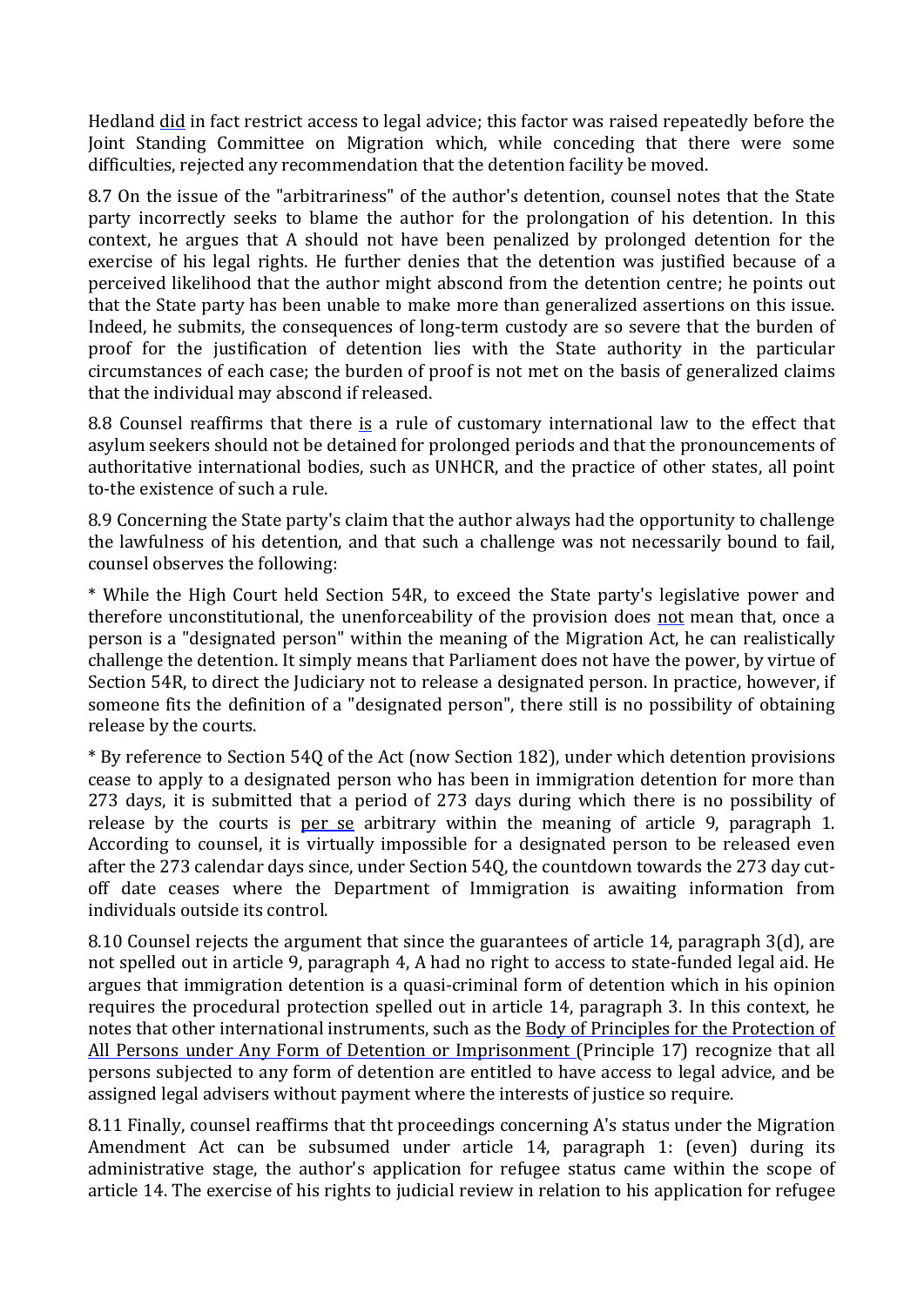Hedland did in fact restrict access to legal advice; this factor was raised repeatedly before the Joint Standing Committee on Migration which, while conceding that there were some difficulties, rejected any recommendation that the detention facility be moved.

8.7 On the issue of the "arbitrariness" of the author's detention, counsel notes that the State party incorrectly seeks to blame the author for the prolongation of his detention. In this context, he argues that A should not have been penalized by prolonged detention for the exercise of his legal rights. He further denies that the detention was justified because of a perceived likelihood that the author might abscond from the detention centre; he points out that the State party has been unable to make more than generalized assertions on this issue. Indeed, he submits, the consequences of long-term custody are so severe that the burden of proof for the justification of detention lies with the State authority in the particular circumstances of each case; the burden of proof is not met on the basis of generalized claims that the individual may abscond if released.

8.8 Counsel reaffirms that there is a rule of customary international law to the effect that asylum seekers should not be detained for prolonged periods and that the pronouncements of authoritative international bodies, such as UNHCR, and the practice of other states, all point to-the existence of such a rule.

8.9 Concerning the State party's claim that the author always had the opportunity to challenge the lawfulness of his detention, and that such a challenge was not necessarily bound to fail, counsel observes the following:

* While the High Court held Section 54R, to exceed the State party's legislative power and therefore unconstitutional, the unenforceability of the provision does not mean that, once a person is a "designated person" within the meaning of the Migration Act, he can realistically challenge the detention. It simply means that Parliament does not have the power, by virtue of Section 54R, to direct the Judiciary not to release a designated person. In practice, however, if someone fits the definition of a "designated person", there still is no possibility of obtaining release by the courts.

* By reference to Section 54Q of the Act (now Section 182), under which detention provisions cease to apply to a designated person who has been in immigration detention for more than 273 days, it is submitted that a period of 273 days during which there is no possibility of release by the courts is per se arbitrary within the meaning of article 9, paragraph 1. According to counsel, it is virtually impossible for a designated person to be released even after the 273 calendar days since, under Section 54Q, the countdown towards the 273 day cut-off date ceases where the Department of Immigration is awaiting information from individuals outside its control.

8.10 Counsel rejects the argument that since the guarantees of article 14, paragraph 3(d), are not spelled out in article 9, paragraph 4, A had no right to access to state-funded legal aid. He argues that immigration detention is a quasi-criminal form of detention which in his opinion requires the procedural protection spelled out in article 14, paragraph 3. In this context, he notes that other international instruments, such as the Body of Principles for the Protection of All Persons under Any Form of Detention or Imprisonment (Principle 17) recognize that all persons subjected to any form of detention are entitled to have access to legal advice, and be assigned legal advisers without payment where the interests of justice so require.

8.11 Finally, counsel reaffirms that tht proceedings concerning A's status under the Migration Amendment Act can be subsumed under article 14, paragraph 1: (even) during its administrative stage, the author's application for refugee status came within the scope of article 14. The exercise of his rights to judicial review in relation to his application for refugee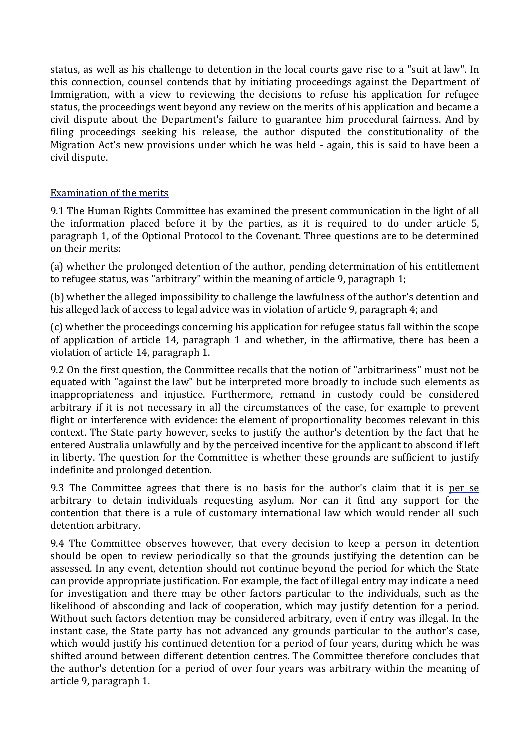status, as well as his challenge to detention in the local courts gave rise to a "suit at law". In this connection, counsel contends that by initiating proceedings against the Department of Immigration, with a view to reviewing the decisions to refuse his application for refugee status, the proceedings went beyond any review on the merits of his application and became a civil dispute about the Department's failure to guarantee him procedural fairness. And by filing proceedings seeking his release, the author disputed the constitutionality of the Migration Act's new provisions under which he was held - again, this is said to have been a civil dispute.

<u>Examination of the merits</u>

9.1 The Human Rights Committee has examined the present communication in the light of all the information placed before it by the parties, as it is required to do under article 5, paragraph 1, of the Optional Protocol to the Covenant. Three questions are to be determined on their merits:

(a) whether the prolonged detention of the author, pending determination of his entitlement to refugee status, was "arbitrary" within the meaning of article 9, paragraph 1;

(b) whether the alleged impossibility to challenge the lawfulness of the author's detention and his alleged lack of access to legal advice was in violation of article 9, paragraph 4; and

(c) whether the proceedings concerning his application for refugee status fall within the scope of application of article 14, paragraph 1 and whether, in the affirmative, there has been a violation of article 14, paragraph 1.

9.2 On the first question, the Committee recalls that the notion of "arbitrariness" must not be equated with "against the law" but be interpreted more broadly to include such elements as inappropriateness and injustice. Furthermore, remand in custody could be considered arbitrary if it is not necessary in all the circumstances of the case, for example to prevent flight or interference with evidence: the element of proportionality becomes relevant in this context. The State party however, seeks to justify the author's detention by the fact that he entered Australia unlawfully and by the perceived incentive for the applicant to abscond if left in liberty. The question for the Committee is whether these grounds are sufficient to justify indefinite and prolonged detention.

9.3 The Committee agrees that there is no basis for the author's claim that it is <u>per se</u> arbitrary to detain individuals requesting asylum. Nor can it find any support for the contention that there is a rule of customary international law which would render all such detention arbitrary.

9.4 The Committee observes however, that every decision to keep a person in detention should be open to review periodically so that the grounds justifying the detention can be assessed. In any event, detention should not continue beyond the period for which the State can provide appropriate justification. For example, the fact of illegal entry may indicate a need for investigation and there may be other factors particular to the individuals, such as the likelihood of absconding and lack of cooperation, which may justify detention for a period. Without such factors detention may be considered arbitrary, even if entry was illegal. In the instant case, the State party has not advanced any grounds particular to the author's case, which would justify his continued detention for a period of four years, during which he was shifted around between different detention centres. The Committee therefore concludes that the author's detention for a period of over four years was arbitrary within the meaning of article 9, paragraph 1.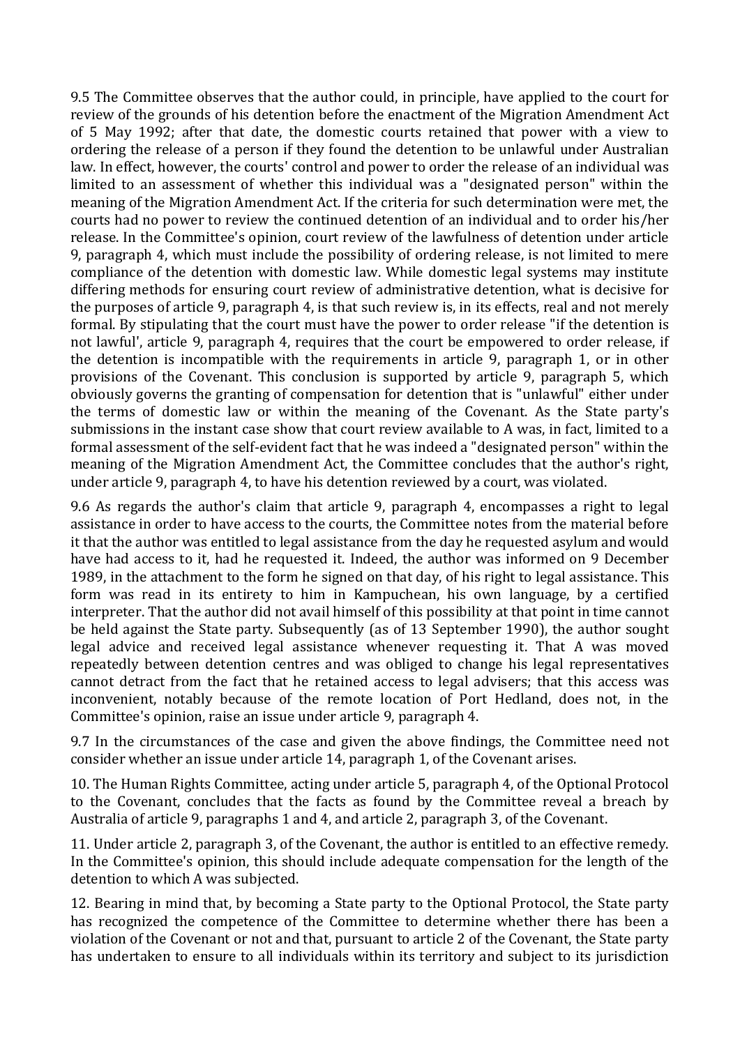9.5 The Committee observes that the author could, in principle, have applied to the court for review of the grounds of his detention before the enactment of the Migration Amendment Act of 5 May 1992; after that date, the domestic courts retained that power with a view to ordering the release of a person if they found the detention to be unlawful under Australian law. In effect, however, the courts' control and power to order the release of an individual was limited to an assessment of whether this individual was a "designated person" within the meaning of the Migration Amendment Act. If the criteria for such determination were met, the courts had no power to review the continued detention of an individual and to order his/her release. In the Committee's opinion, court review of the lawfulness of detention under article 9, paragraph 4, which must include the possibility of ordering release, is not limited to mere compliance of the detention with domestic law. While domestic legal systems may institute differing methods for ensuring court review of administrative detention, what is decisive for the purposes of article 9, paragraph 4, is that such review is, in its effects, real and not merely formal. By stipulating that the court must have the power to order release "if the detention is not lawful', article 9, paragraph 4, requires that the court be empowered to order release, if the detention is incompatible with the requirements in article 9, paragraph 1, or in other provisions of the Covenant. This conclusion is supported by article 9, paragraph 5, which obviously governs the granting of compensation for detention that is "unlawful" either under the terms of domestic law or within the meaning of the Covenant. As the State party's submissions in the instant case show that court review available to A was, in fact, limited to a formal assessment of the self-evident fact that he was indeed a "designated person" within the meaning of the Migration Amendment Act, the Committee concludes that the author's right, under article 9, paragraph 4, to have his detention reviewed by a court, was violated.

9.6 As regards the author's claim that article 9, paragraph 4, encompasses a right to legal assistance in order to have access to the courts, the Committee notes from the material before it that the author was entitled to legal assistance from the day he requested asylum and would have had access to it, had he requested it. Indeed, the author was informed on 9 December 1989, in the attachment to the form he signed on that day, of his right to legal assistance. This form was read in its entirety to him in Kampuchean, his own language, by a certified interpreter. That the author did not avail himself of this possibility at that point in time cannot be held against the State party. Subsequently (as of 13 September 1990), the author sought legal advice and received legal assistance whenever requesting it. That A was moved repeatedly between detention centres and was obliged to change his legal representatives cannot detract from the fact that he retained access to legal advisers; that this access was inconvenient, notably because of the remote location of Port Hedland, does not, in the Committee's opinion, raise an issue under article 9, paragraph 4.

9.7 In the circumstances of the case and given the above findings, the Committee need not consider whether an issue under article 14, paragraph 1, of the Covenant arises.

10. The Human Rights Committee, acting under article 5, paragraph 4, of the Optional Protocol to the Covenant, concludes that the facts as found by the Committee reveal a breach by Australia of article 9, paragraphs 1 and 4, and article 2, paragraph 3, of the Covenant.

11. Under article 2, paragraph 3, of the Covenant, the author is entitled to an effective remedy. In the Committee's opinion, this should include adequate compensation for the length of the detention to which A was subjected.

12. Bearing in mind that, by becoming a State party to the Optional Protocol, the State party has recognized the competence of the Committee to determine whether there has been a violation of the Covenant or not and that, pursuant to article 2 of the Covenant, the State party has undertaken to ensure to all individuals within its territory and subject to its jurisdiction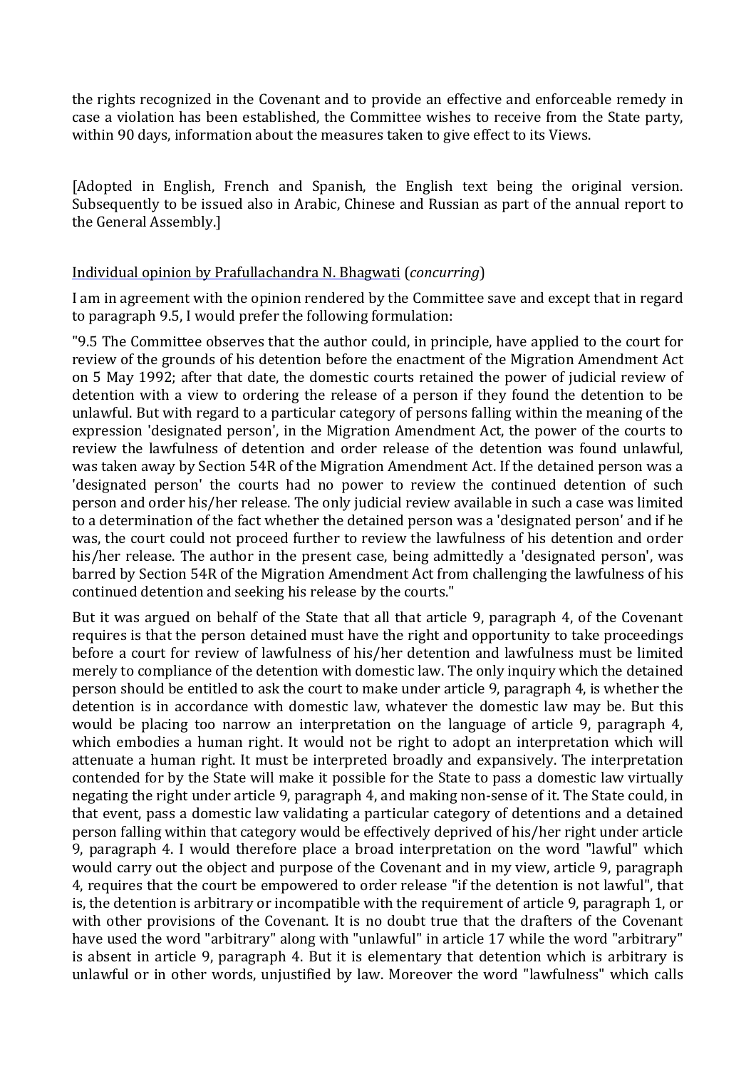the rights recognized in the Covenant and to provide an effective and enforceable remedy in case a violation has been established, the Committee wishes to receive from the State party, within 90 days, information about the measures taken to give effect to its Views.

[Adopted in English, French and Spanish, the English text being the original version. Subsequently to be issued also in Arabic, Chinese and Russian as part of the annual report to the General Assembly.]

Individual opinion by Prafullachandra N. Bhagwati (*concurring*)

I am in agreement with the opinion rendered by the Committee save and except that in regard to paragraph 9.5, I would prefer the following formulation:

"9.5 The Committee observes that the author could, in principle, have applied to the court for review of the grounds of his detention before the enactment of the Migration Amendment Act on 5 May 1992; after that date, the domestic courts retained the power of judicial review of detention with a view to ordering the release of a person if they found the detention to be unlawful. But with regard to a particular category of persons falling within the meaning of the expression 'designated person', in the Migration Amendment Act, the power of the courts to review the lawfulness of detention and order release of the detention was found unlawful, was taken away by Section 54R of the Migration Amendment Act. If the detained person was a 'designated person' the courts had no power to review the continued detention of such person and order his/her release. The only judicial review available in such a case was limited to a determination of the fact whether the detained person was a 'designated person' and if he was, the court could not proceed further to review the lawfulness of his detention and order his/her release. The author in the present case, being admittedly a 'designated person', was barred by Section 54R of the Migration Amendment Act from challenging the lawfulness of his continued detention and seeking his release by the courts."

But it was argued on behalf of the State that all that article 9, paragraph 4, of the Covenant requires is that the person detained must have the right and opportunity to take proceedings before a court for review of lawfulness of his/her detention and lawfulness must be limited merely to compliance of the detention with domestic law. The only inquiry which the detained person should be entitled to ask the court to make under article 9, paragraph 4, is whether the detention is in accordance with domestic law, whatever the domestic law may be. But this would be placing too narrow an interpretation on the language of article 9, paragraph 4, which embodies a human right. It would not be right to adopt an interpretation which will attenuate a human right. It must be interpreted broadly and expansively. The interpretation contended for by the State will make it possible for the State to pass a domestic law virtually negating the right under article 9, paragraph 4, and making non-sense of it. The State could, in that event, pass a domestic law validating a particular category of detentions and a detained person falling within that category would be effectively deprived of his/her right under article 9, paragraph 4. I would therefore place a broad interpretation on the word "lawful" which would carry out the object and purpose of the Covenant and in my view, article 9, paragraph 4, requires that the court be empowered to order release "if the detention is not lawful", that is, the detention is arbitrary or incompatible with the requirement of article 9, paragraph 1, or with other provisions of the Covenant. It is no doubt true that the drafters of the Covenant have used the word "arbitrary" along with "unlawful" in article 17 while the word "arbitrary" is absent in article 9, paragraph 4. But it is elementary that detention which is arbitrary is unlawful or in other words, unjustified by law. Moreover the word "lawfulness" which calls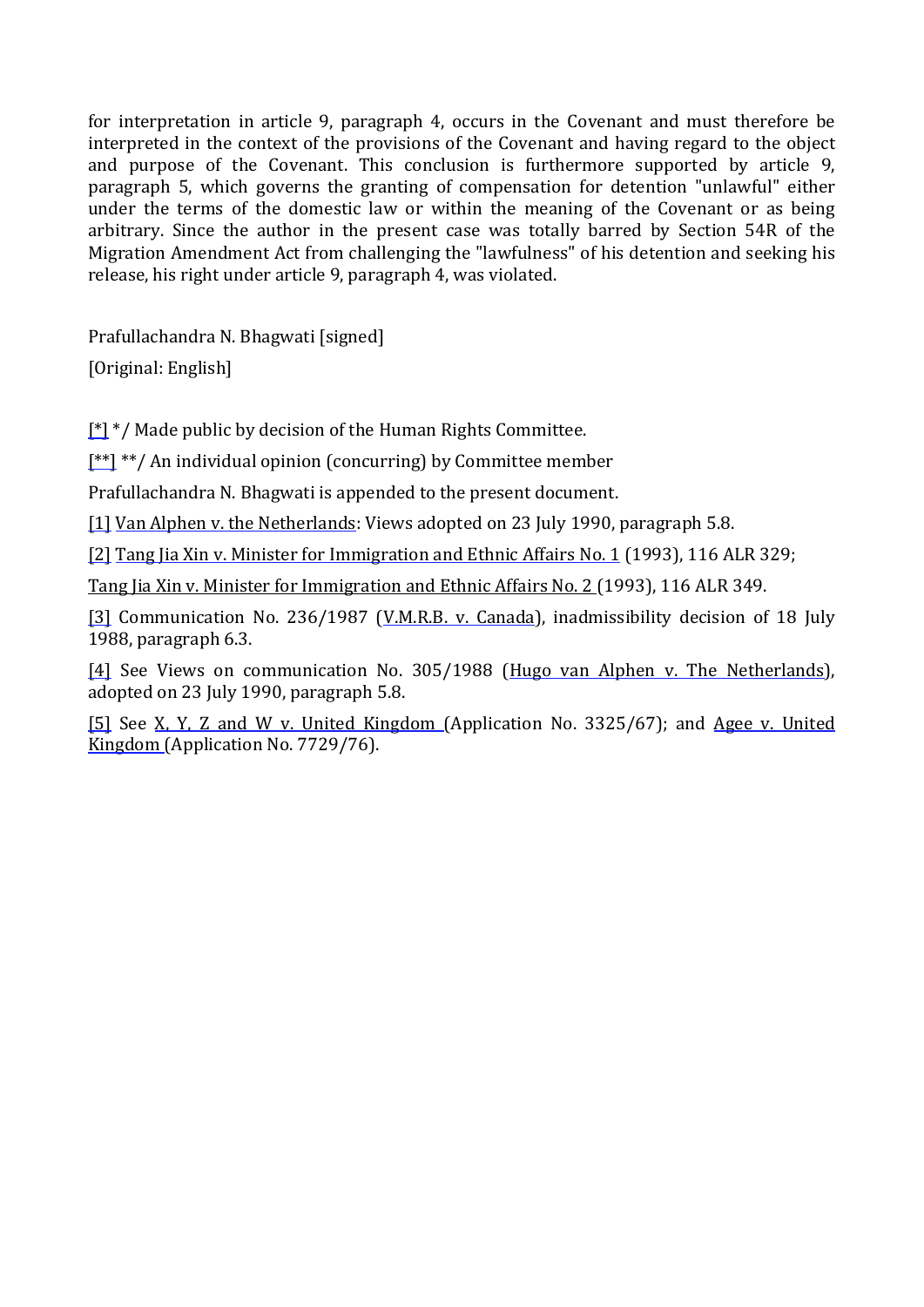for interpretation in article 9, paragraph 4, occurs in the Covenant and must therefore be interpreted in the context of the provisions of the Covenant and having regard to the object and purpose of the Covenant. This conclusion is furthermore supported by article 9, paragraph 5, which governs the granting of compensation for detention "unlawful" either under the terms of the domestic law or within the meaning of the Covenant or as being arbitrary. Since the author in the present case was totally barred by Section 54R of the Migration Amendment Act from challenging the "lawfulness" of his detention and seeking his release, his right under article 9, paragraph 4, was violated.

Prafullachandra N. Bhagwati [signed]

[Original: English]

[*] */ Made public by decision of the Human Rights Committee.

[**] **/ An individual opinion (concurring) by Committee member

Prafullachandra N. Bhagwati is appended to the present document.

[1] Van Alphen v. the Netherlands: Views adopted on 23 July 1990, paragraph 5.8.

[2] Tang Jia Xin v. Minister for Immigration and Ethnic Affairs No. 1 (1993), 116 ALR 329;

Tang Jia Xin v. Minister for Immigration and Ethnic Affairs No. 2 (1993), 116 ALR 349.

[3] Communication No. 236/1987 (V.M.R.B. v. Canada), inadmissibility decision of 18 July 1988, paragraph 6.3.

[4] See Views on communication No. 305/1988 (Hugo van Alphen v. The Netherlands), adopted on 23 July 1990, paragraph 5.8.

[5] See X, Y, Z and W v. United Kingdom (Application No. 3325/67); and Agee v. United Kingdom (Application No. 7729/76).